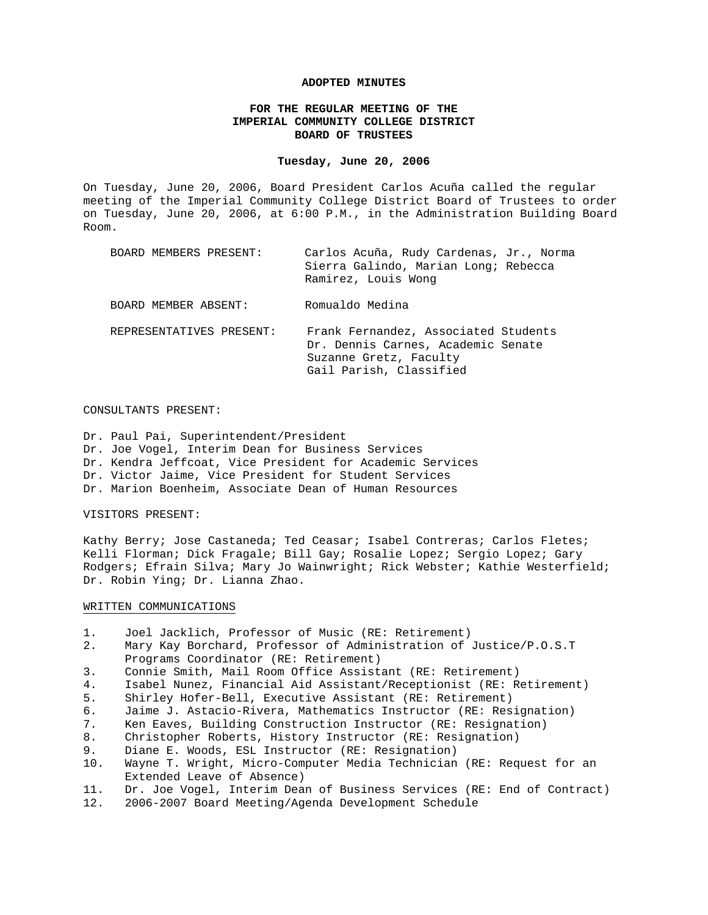**ADOPTED MINUTES**

**FOR THE REGULAR MEETING OF THE**
**IMPERIAL COMMUNITY COLLEGE DISTRICT**
**BOARD OF TRUSTEES**

**Tuesday, June 20, 2006**

On Tuesday, June 20, 2006, Board President Carlos Acuña called the regular meeting of the Imperial Community College District Board of Trustees to order on Tuesday, June 20, 2006, at 6:00 P.M., in the Administration Building Board Room.

| | |
|---|---|
| BOARD MEMBERS PRESENT: | Carlos Acuña, Rudy Cardenas, Jr., Norma Sierra Galindo, Marian Long; Rebecca Ramirez, Louis Wong |
| BOARD MEMBER ABSENT: | Romualdo Medina |
| REPRESENTATIVES PRESENT: | Frank Fernandez, Associated Students<br>Dr. Dennis Carnes, Academic Senate<br>Suzanne Gretz, Faculty<br>Gail Parish, Classified |

CONSULTANTS PRESENT:

Dr. Paul Pai, Superintendent/President
Dr. Joe Vogel, Interim Dean for Business Services
Dr. Kendra Jeffcoat, Vice President for Academic Services
Dr. Victor Jaime, Vice President for Student Services
Dr. Marion Boenheim, Associate Dean of Human Resources

VISITORS PRESENT:

Kathy Berry; Jose Castaneda; Ted Ceasar; Isabel Contreras; Carlos Fletes; Kelli Florman; Dick Fragale; Bill Gay; Rosalie Lopez; Sergio Lopez; Gary Rodgers; Efrain Silva; Mary Jo Wainwright; Rick Webster; Kathie Westerfield; Dr. Robin Ying; Dr. Lianna Zhao.

WRITTEN COMMUNICATIONS

1. Joel Jacklich, Professor of Music (RE: Retirement)
2. Mary Kay Borchard, Professor of Administration of Justice/P.O.S.T Programs Coordinator (RE: Retirement)
3. Connie Smith, Mail Room Office Assistant (RE: Retirement)
4. Isabel Nunez, Financial Aid Assistant/Receptionist (RE: Retirement)
5. Shirley Hofer-Bell, Executive Assistant (RE: Retirement)
6. Jaime J. Astacio-Rivera, Mathematics Instructor (RE: Resignation)
7. Ken Eaves, Building Construction Instructor (RE: Resignation)
8. Christopher Roberts, History Instructor (RE: Resignation)
9. Diane E. Woods, ESL Instructor (RE: Resignation)
10. Wayne T. Wright, Micro-Computer Media Technician (RE: Request for an Extended Leave of Absence)
11. Dr. Joe Vogel, Interim Dean of Business Services (RE: End of Contract)
12. 2006-2007 Board Meeting/Agenda Development Schedule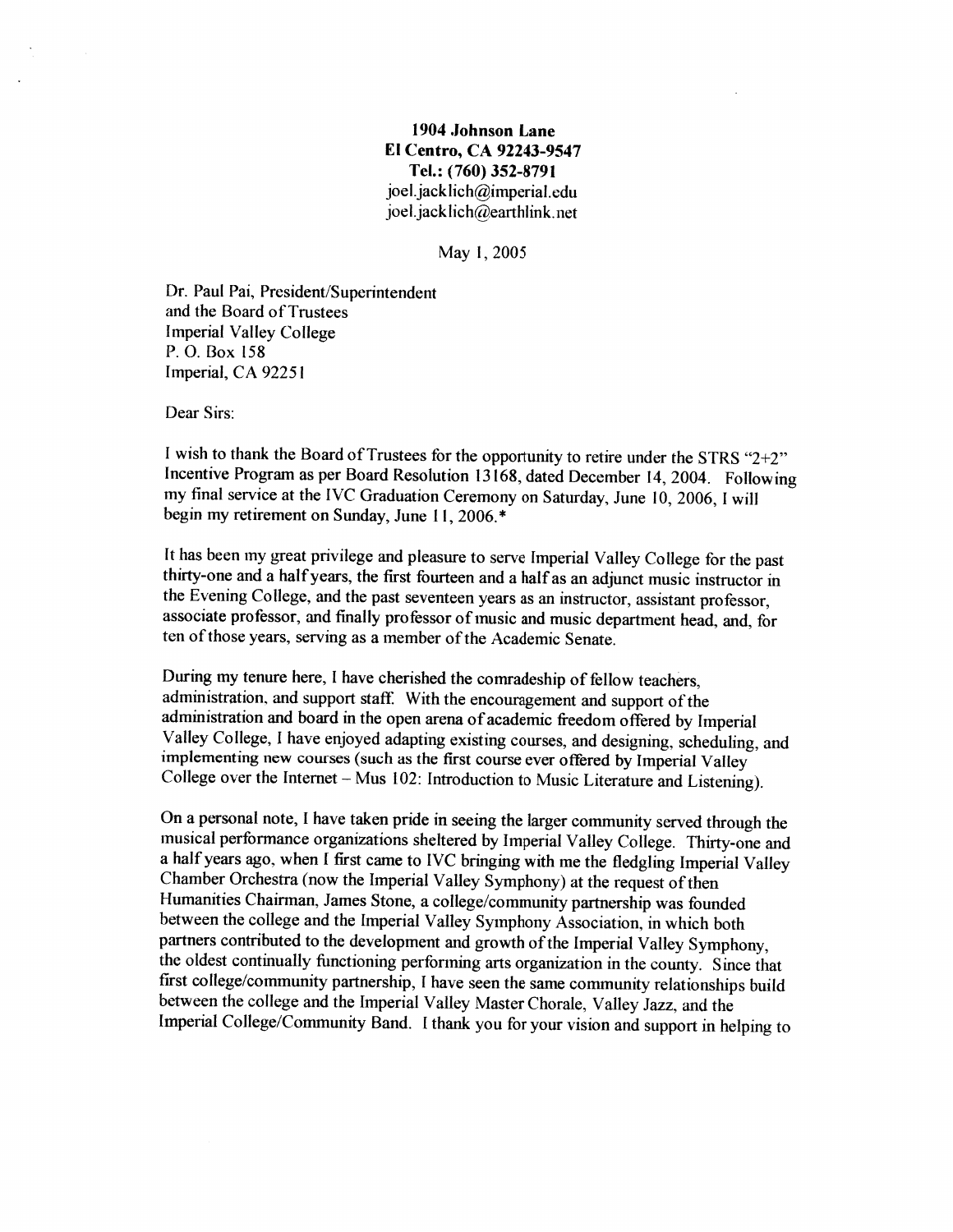**1904 Johnson Lane**
**El Centro, CA 92243-9547**
**Tel.: (760) 352-8791**
joel.jacklich@imperial.edu
joel.jacklich@earthlink.net

May 1, 2005

Dr. Paul Pai, President/Superintendent
and the Board of Trustees
Imperial Valley College
P. O. Box 158
Imperial, CA 92251

Dear Sirs:

I wish to thank the Board of Trustees for the opportunity to retire under the STRS "2+2" Incentive Program as per Board Resolution 13168, dated December 14, 2004. Following my final service at the IVC Graduation Ceremony on Saturday, June 10, 2006, I will begin my retirement on Sunday, June 11, 2006.*

It has been my great privilege and pleasure to serve Imperial Valley College for the past thirty-one and a half years, the first fourteen and a half as an adjunct music instructor in the Evening College, and the past seventeen years as an instructor, assistant professor, associate professor, and finally professor of music and music department head, and, for ten of those years, serving as a member of the Academic Senate.

During my tenure here, I have cherished the comradeship of fellow teachers, administration, and support staff. With the encouragement and support of the administration and board in the open arena of academic freedom offered by Imperial Valley College, I have enjoyed adapting existing courses, and designing, scheduling, and implementing new courses (such as the first course ever offered by Imperial Valley College over the Internet – Mus 102: Introduction to Music Literature and Listening).

On a personal note, I have taken pride in seeing the larger community served through the musical performance organizations sheltered by Imperial Valley College. Thirty-one and a half years ago, when I first came to IVC bringing with me the fledgling Imperial Valley Chamber Orchestra (now the Imperial Valley Symphony) at the request of then Humanities Chairman, James Stone, a college/community partnership was founded between the college and the Imperial Valley Symphony Association, in which both partners contributed to the development and growth of the Imperial Valley Symphony, the oldest continually functioning performing arts organization in the county. Since that first college/community partnership, I have seen the same community relationships build between the college and the Imperial Valley Master Chorale, Valley Jazz, and the Imperial College/Community Band. I thank you for your vision and support in helping to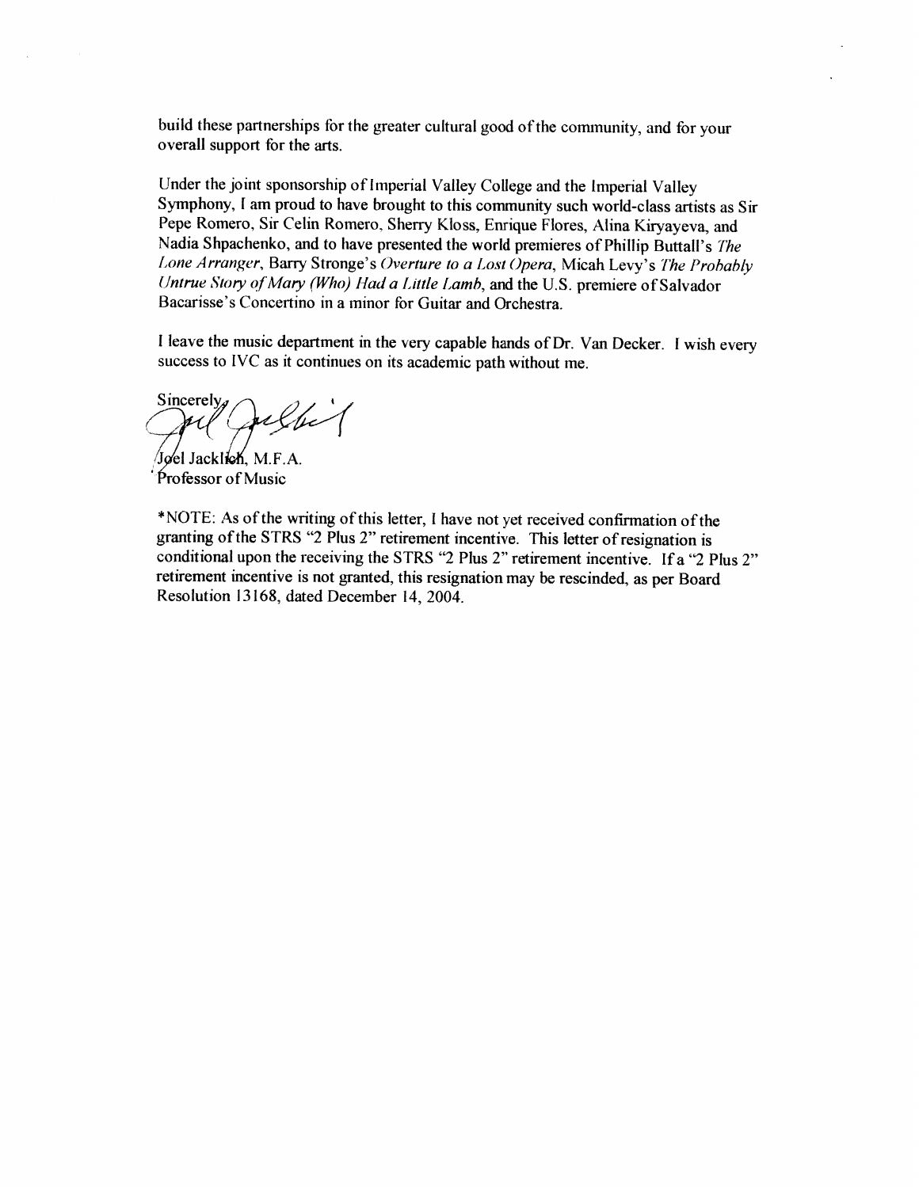build these partnerships for the greater cultural good of the community, and for your overall support for the arts.

Under the joint sponsorship of Imperial Valley College and the Imperial Valley Symphony, I am proud to have brought to this community such world-class artists as Sir Pepe Romero, Sir Celin Romero, Sherry Kloss, Enrique Flores, Alina Kiryayeva, and Nadia Shpachenko, and to have presented the world premieres of Phillip Buttall's *The Lone Arranger*, Barry Stronge's *Overture to a Lost Opera*, Micah Levy's *The Probably Untrue Story of Mary (Who) Had a Little Lamb*, and the U.S. premiere of Salvador Bacarisse's Concertino in a minor for Guitar and Orchestra.

I leave the music department in the very capable hands of Dr. Van Decker. I wish every success to IVC as it continues on its academic path without me.

Sincerely,

Joel Jacklich, M.F.A.
Professor of Music

*NOTE: As of the writing of this letter, I have not yet received confirmation of the granting of the STRS "2 Plus 2" retirement incentive. This letter of resignation is conditional upon the receiving the STRS "2 Plus 2" retirement incentive. If a "2 Plus 2" retirement incentive is not granted, this resignation may be rescinded, as per Board Resolution 13168, dated December 14, 2004.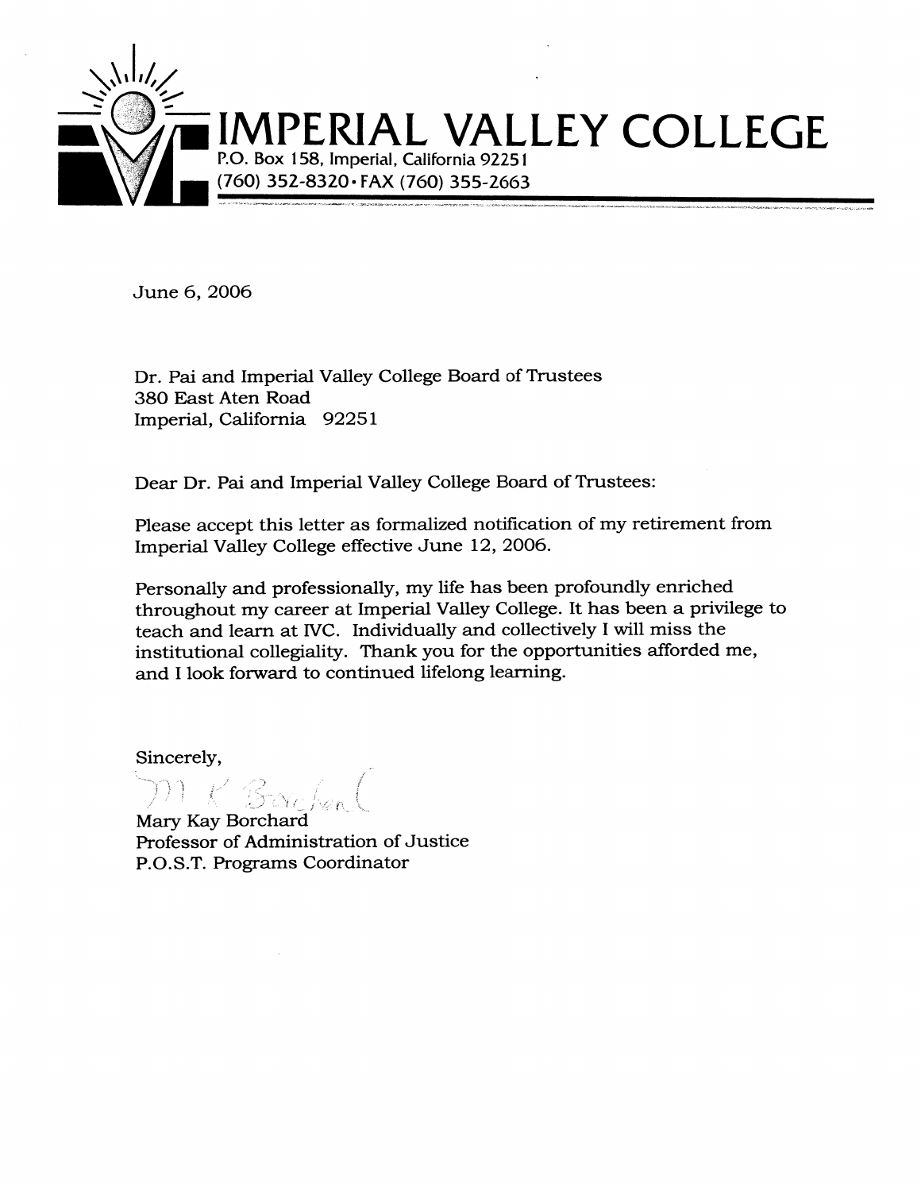# IMPERIAL VALLEY COLLEGE

P.O. Box 158, Imperial, California 92251
(760) 352-8320 • FAX (760) 355-2663

June 6, 2006

Dr. Pai and Imperial Valley College Board of Trustees
380 East Aten Road
Imperial, California 92251

Dear Dr. Pai and Imperial Valley College Board of Trustees:

Please accept this letter as formalized notification of my retirement from Imperial Valley College effective June 12, 2006.

Personally and professionally, my life has been profoundly enriched throughout my career at Imperial Valley College. It has been a privilege to teach and learn at IVC. Individually and collectively I will miss the institutional collegiality. Thank you for the opportunities afforded me, and I look forward to continued lifelong learning.

Sincerely,

M K Borchard

Mary Kay Borchard
Professor of Administration of Justice
P.O.S.T. Programs Coordinator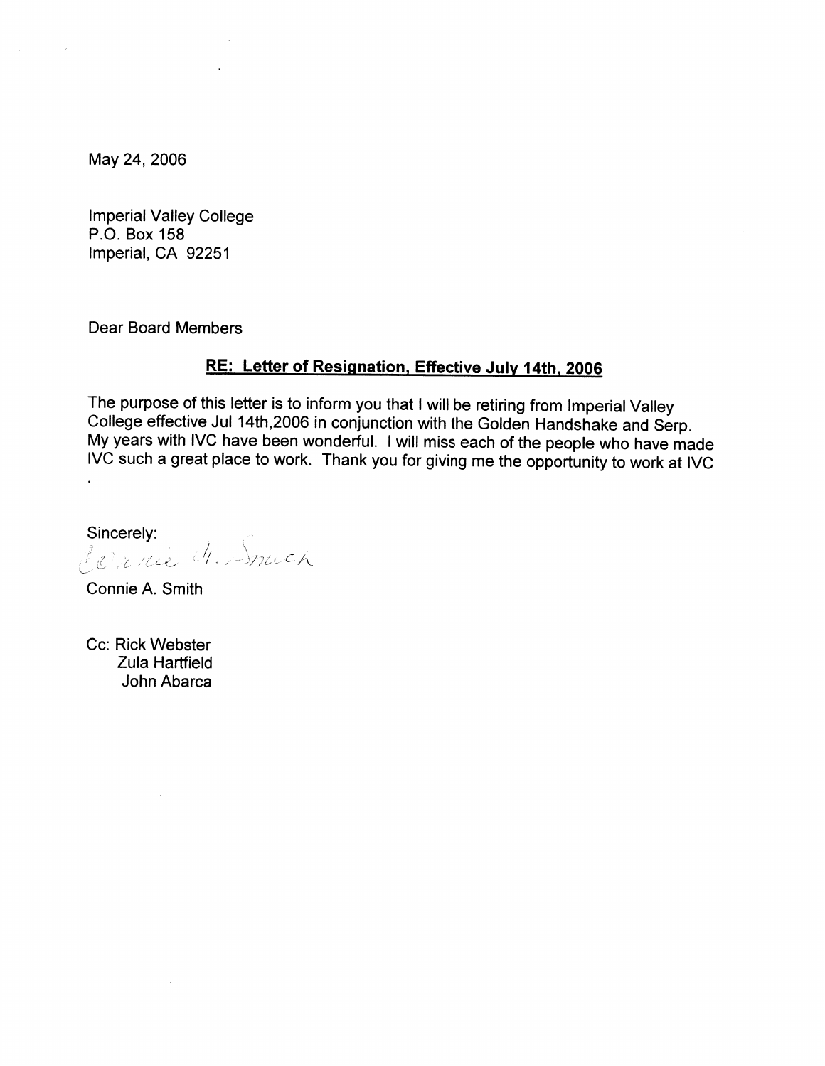May 24, 2006

Imperial Valley College
P.O. Box 158
Imperial, CA 92251

Dear Board Members

**RE: Letter of Resignation, Effective July 14th, 2006**

The purpose of this letter is to inform you that I will be retiring from Imperial Valley College effective Jul 14th,2006 in conjunction with the Golden Handshake and Serp. My years with IVC have been wonderful. I will miss each of the people who have made IVC such a great place to work. Thank you for giving me the opportunity to work at IVC .

Sincerely:

Connie A. Smith

Connie A. Smith

Cc: Rick Webster
Zula Hartfield
John Abarca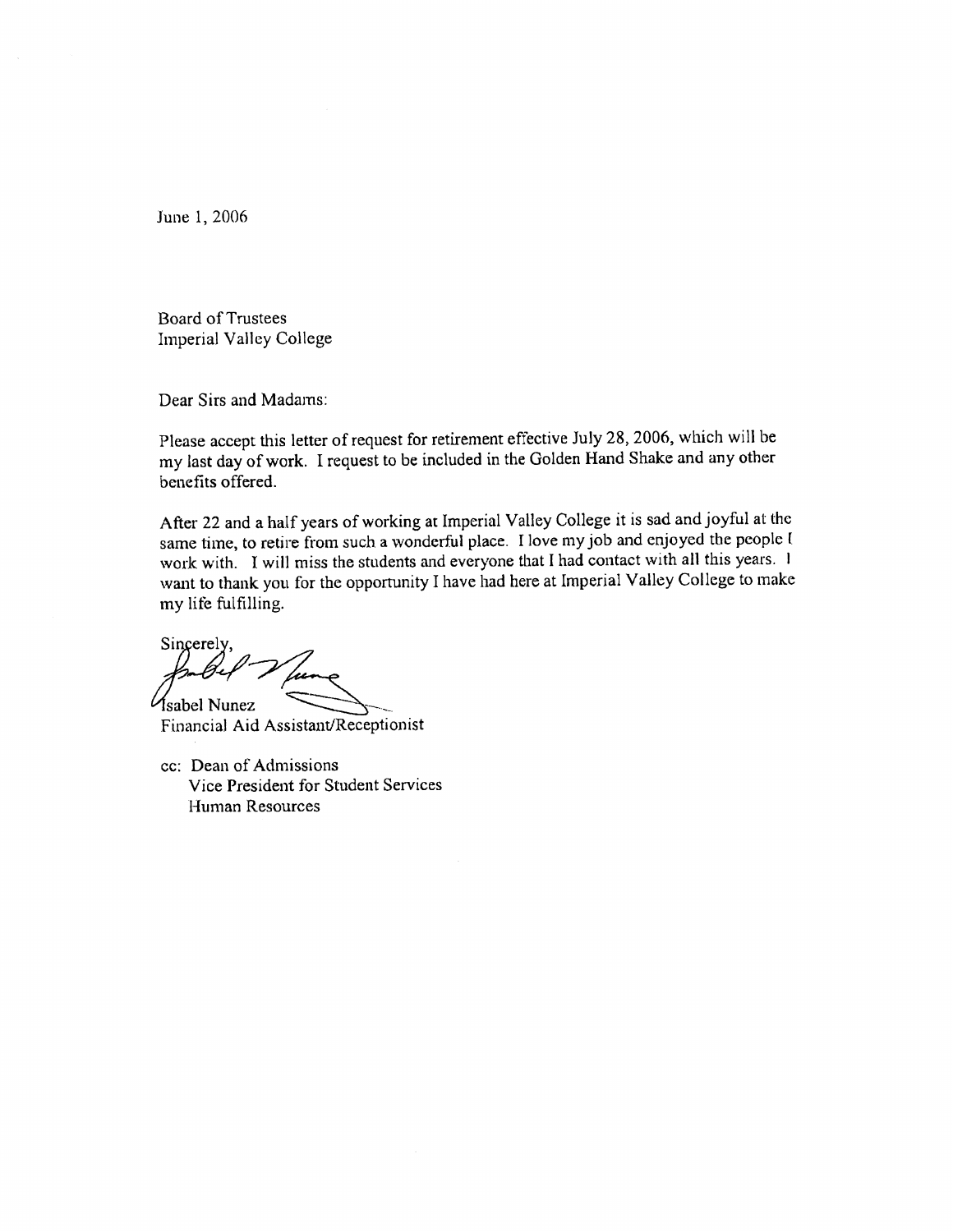June 1, 2006

Board of Trustees
Imperial Valley College

Dear Sirs and Madams:

Please accept this letter of request for retirement effective July 28, 2006, which will be my last day of work. I request to be included in the Golden Hand Shake and any other benefits offered.

After 22 and a half years of working at Imperial Valley College it is sad and joyful at the same time, to retire from such a wonderful place. I love my job and enjoyed the people I work with. I will miss the students and everyone that I had contact with all this years. I want to thank you for the opportunity I have had here at Imperial Valley College to make my life fulfilling.

Sincerely,

Isabel Nunez
Financial Aid Assistant/Receptionist

cc: Dean of Admissions
Vice President for Student Services
Human Resources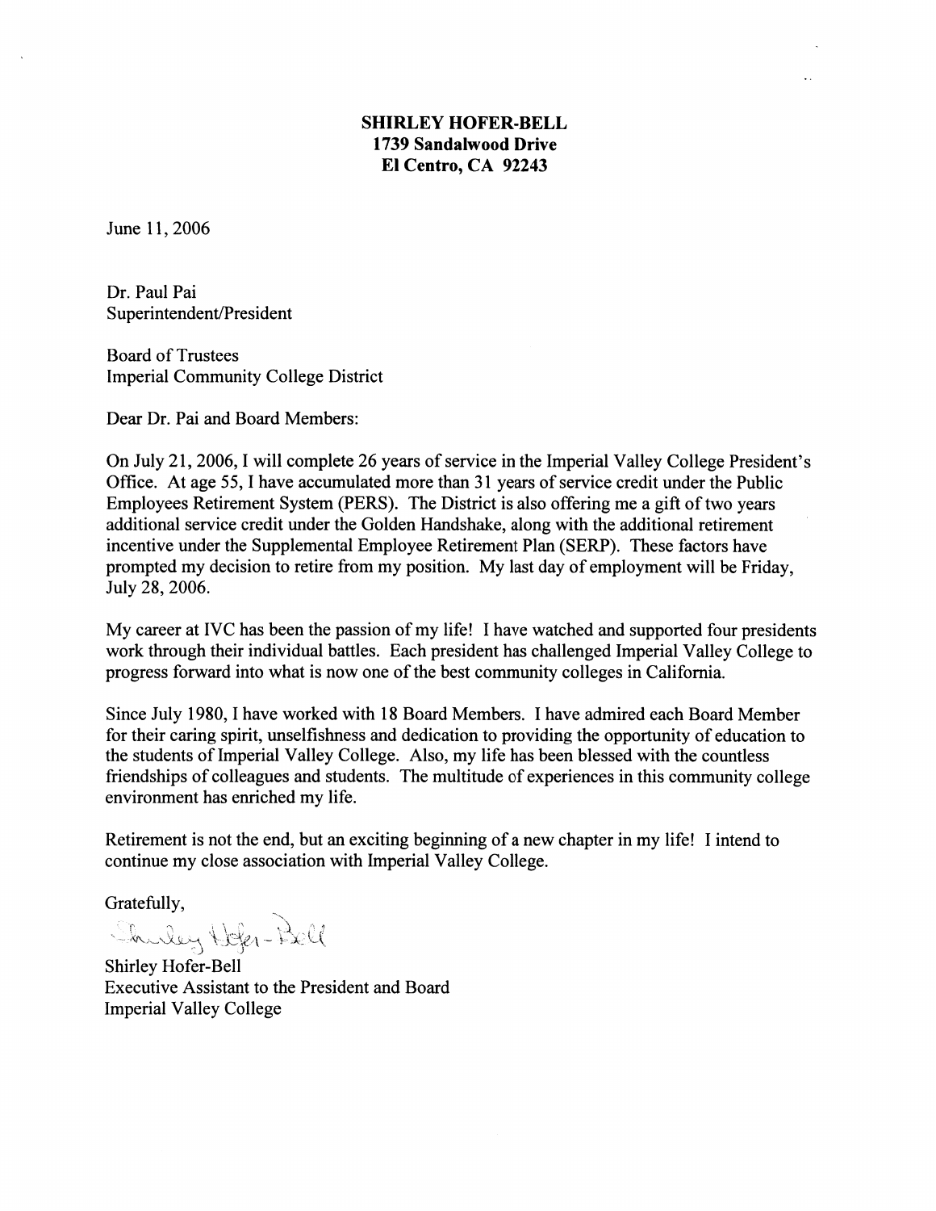**SHIRLEY HOFER-BELL**
**1739 Sandalwood Drive**
**El Centro, CA 92243**

June 11, 2006

Dr. Paul Pai
Superintendent/President

Board of Trustees
Imperial Community College District

Dear Dr. Pai and Board Members:

On July 21, 2006, I will complete 26 years of service in the Imperial Valley College President's Office. At age 55, I have accumulated more than 31 years of service credit under the Public Employees Retirement System (PERS). The District is also offering me a gift of two years additional service credit under the Golden Handshake, along with the additional retirement incentive under the Supplemental Employee Retirement Plan (SERP). These factors have prompted my decision to retire from my position. My last day of employment will be Friday, July 28, 2006.

My career at IVC has been the passion of my life! I have watched and supported four presidents work through their individual battles. Each president has challenged Imperial Valley College to progress forward into what is now one of the best community colleges in California.

Since July 1980, I have worked with 18 Board Members. I have admired each Board Member for their caring spirit, unselfishness and dedication to providing the opportunity of education to the students of Imperial Valley College. Also, my life has been blessed with the countless friendships of colleagues and students. The multitude of experiences in this community college environment has enriched my life.

Retirement is not the end, but an exciting beginning of a new chapter in my life! I intend to continue my close association with Imperial Valley College.

Gratefully,

Shirley Hofer-Bell

Shirley Hofer-Bell
Executive Assistant to the President and Board
Imperial Valley College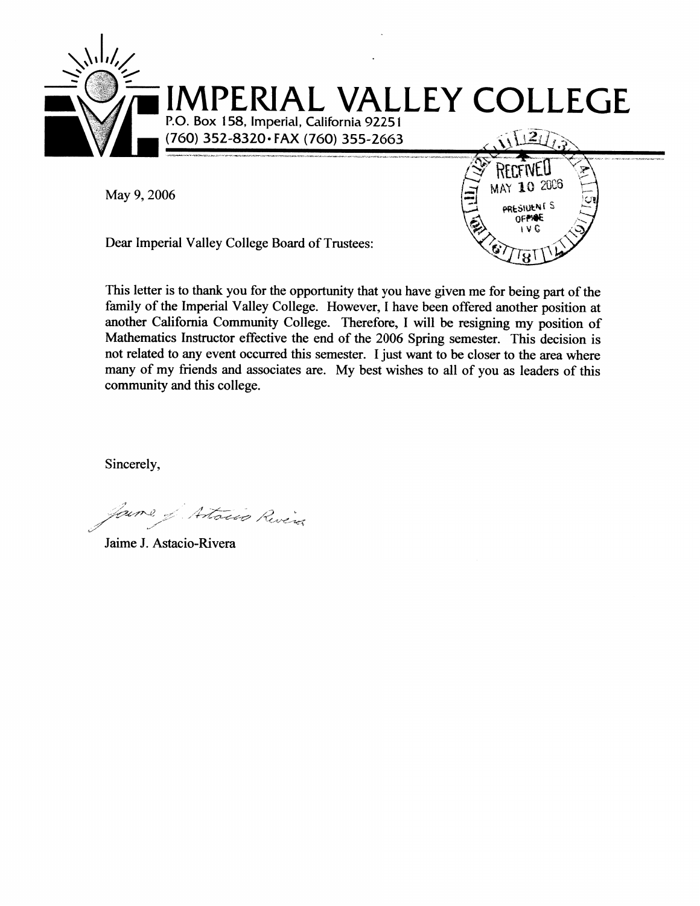# IMPERIAL VALLEY COLLEGE

P.O. Box 158, Imperial, California 92251
(760) 352-8320 • FAX (760) 355-2663

RECEIVED
MAY 10 2006
PRESIDENT'S OFFICE
IVC

May 9, 2006

Dear Imperial Valley College Board of Trustees:

This letter is to thank you for the opportunity that you have given me for being part of the family of the Imperial Valley College. However, I have been offered another position at another California Community College. Therefore, I will be resigning my position of Mathematics Instructor effective the end of the 2006 Spring semester. This decision is not related to any event occurred this semester. I just want to be closer to the area where many of my friends and associates are. My best wishes to all of you as leaders of this community and this college.

Sincerely,

*Jaime J. Astacio Rivera*

Jaime J. Astacio-Rivera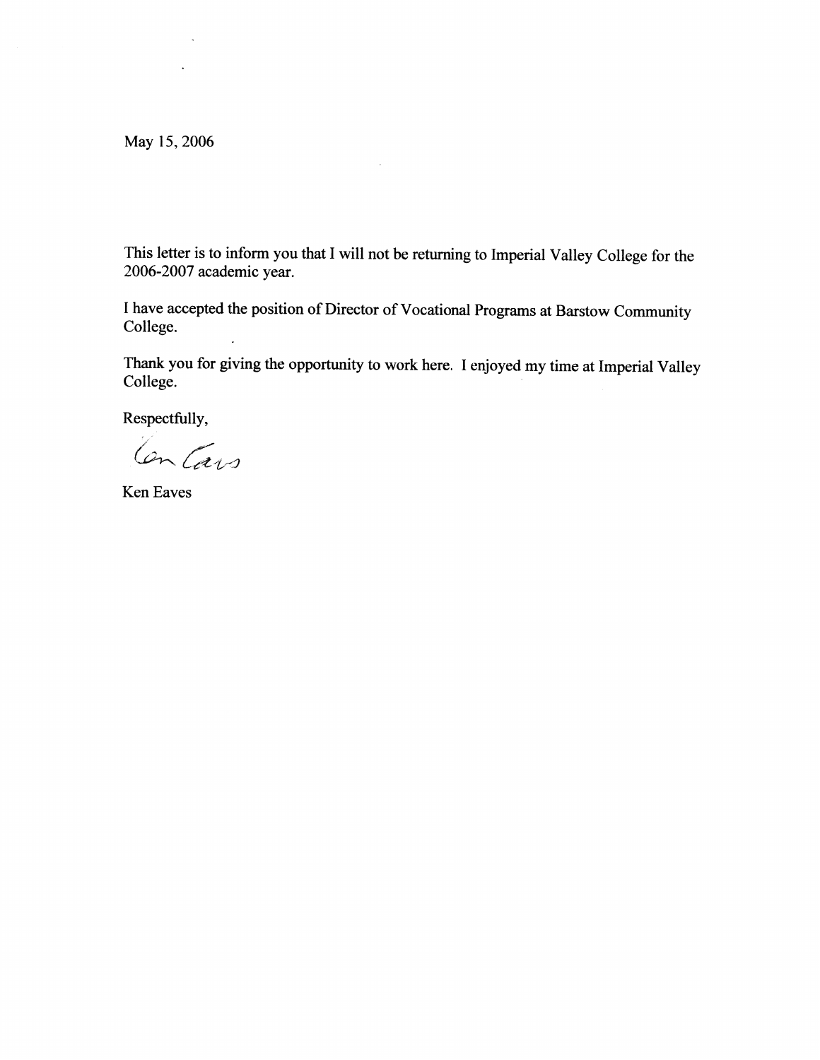May 15, 2006

This letter is to inform you that I will not be returning to Imperial Valley College for the 2006-2007 academic year.

I have accepted the position of Director of Vocational Programs at Barstow Community College.

Thank you for giving the opportunity to work here. I enjoyed my time at Imperial Valley College.

Respectfully,

Ken Eaves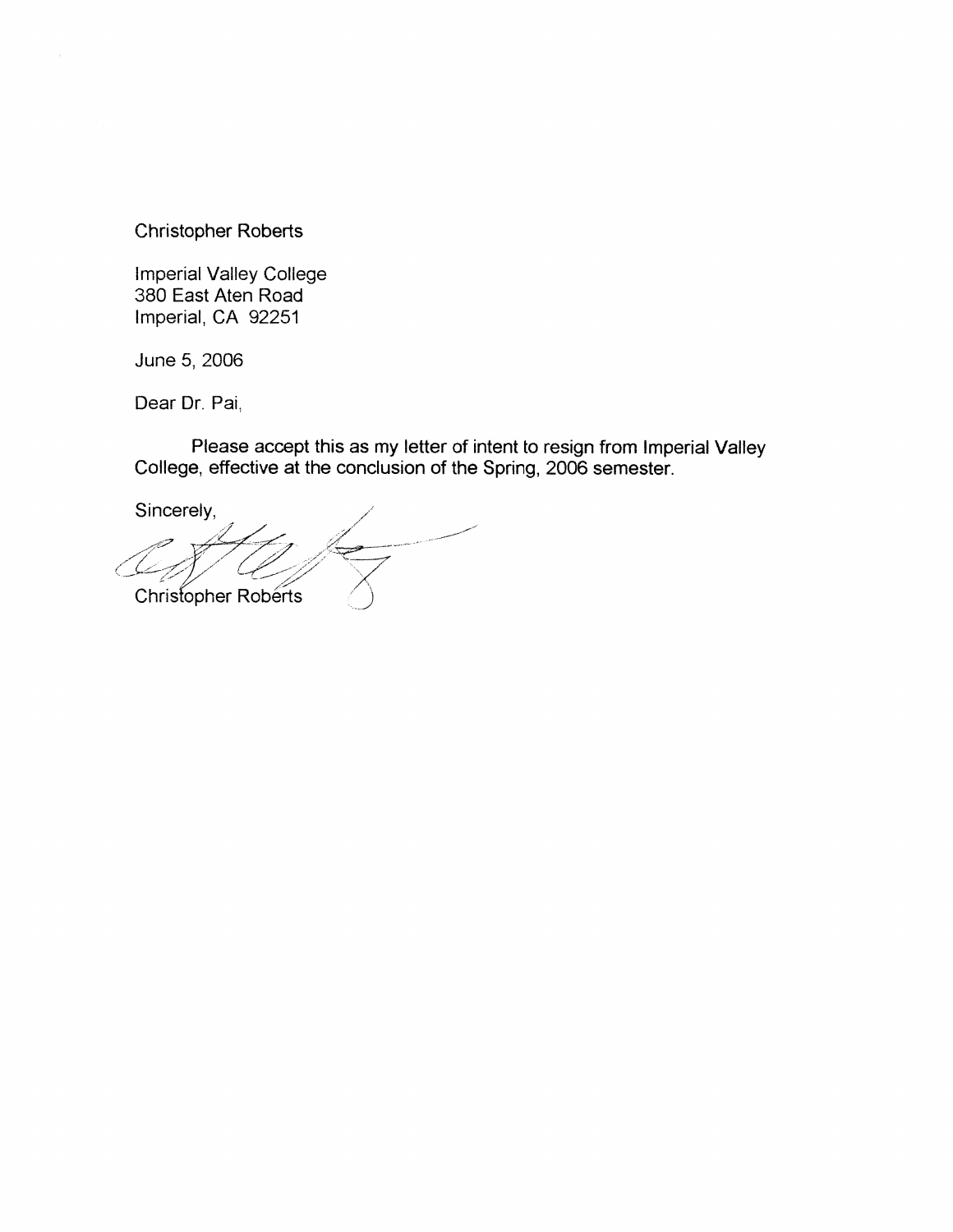Christopher Roberts

Imperial Valley College
380 East Aten Road
Imperial, CA 92251

June 5, 2006

Dear Dr. Pai,

Please accept this as my letter of intent to resign from Imperial Valley College, effective at the conclusion of the Spring, 2006 semester.

Sincerely,

Christopher Roberts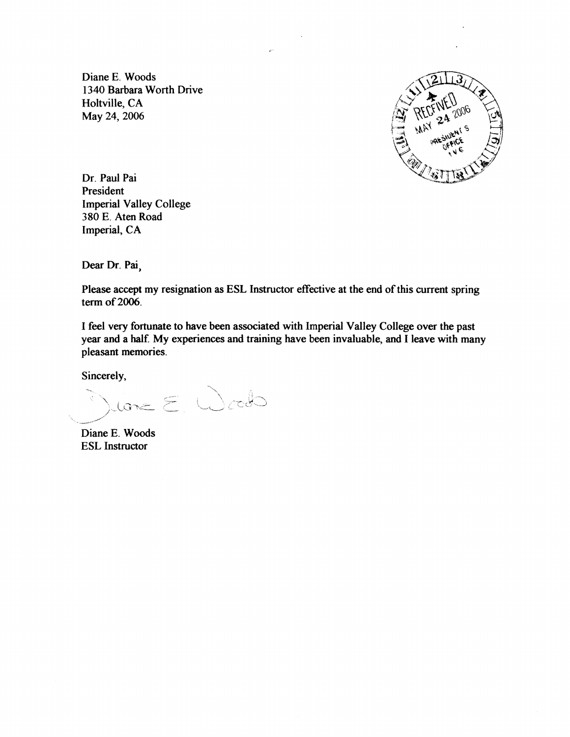Diane E. Woods
1340 Barbara Worth Drive
Holtville, CA
May 24, 2006

RECEIVED
MAY 24 2006
PRESIDENT'S OFFICE
IVC

Dr. Paul Pai
President
Imperial Valley College
380 E. Aten Road
Imperial, CA

Dear Dr. Pai,

Please accept my resignation as ESL Instructor effective at the end of this current spring term of 2006.

I feel very fortunate to have been associated with Imperial Valley College over the past year and a half. My experiences and training have been invaluable, and I leave with many pleasant memories.

Sincerely,

Diane E. Woods

Diane E. Woods
ESL Instructor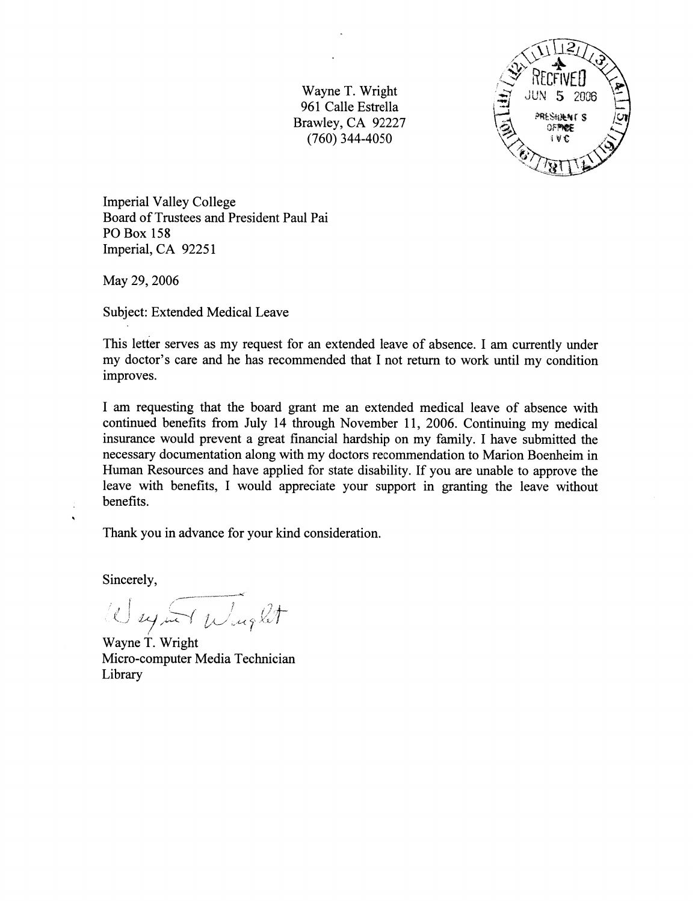Wayne T. Wright
961 Calle Estrella
Brawley, CA 92227
(760) 344-4050

RECEIVED
JUN 5 2006
PRESIDENT'S OFFICE
IVC

Imperial Valley College
Board of Trustees and President Paul Pai
PO Box 158
Imperial, CA 92251

May 29, 2006

Subject: Extended Medical Leave

This letter serves as my request for an extended leave of absence. I am currently under my doctor's care and he has recommended that I not return to work until my condition improves.

I am requesting that the board grant me an extended medical leave of absence with continued benefits from July 14 through November 11, 2006. Continuing my medical insurance would prevent a great financial hardship on my family. I have submitted the necessary documentation along with my doctors recommendation to Marion Boenheim in Human Resources and have applied for state disability. If you are unable to approve the leave with benefits, I would appreciate your support in granting the leave without benefits.

Thank you in advance for your kind consideration.

Sincerely,

Wayne T. Wright

Wayne T. Wright
Micro-computer Media Technician
Library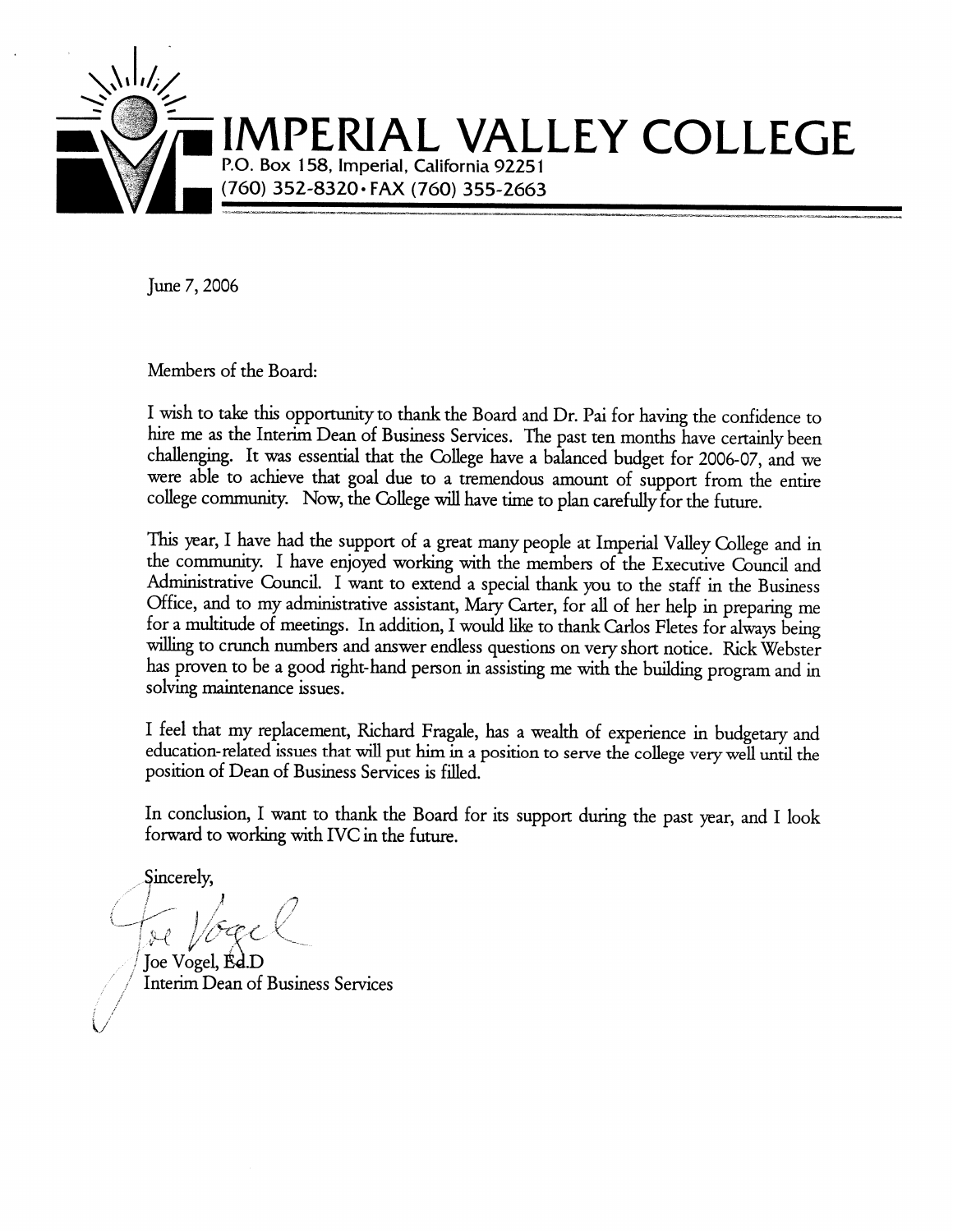# IMPERIAL VALLEY COLLEGE

P.O. Box 158, Imperial, California 92251
(760) 352-8320 • FAX (760) 355-2663

June 7, 2006

Members of the Board:

I wish to take this opportunity to thank the Board and Dr. Pai for having the confidence to hire me as the Interim Dean of Business Services. The past ten months have certainly been challenging. It was essential that the College have a balanced budget for 2006-07, and we were able to achieve that goal due to a tremendous amount of support from the entire college community. Now, the College will have time to plan carefully for the future.

This year, I have had the support of a great many people at Imperial Valley College and in the community. I have enjoyed working with the members of the Executive Council and Administrative Council. I want to extend a special thank you to the staff in the Business Office, and to my administrative assistant, Mary Carter, for all of her help in preparing me for a multitude of meetings. In addition, I would like to thank Carlos Fletes for always being willing to crunch numbers and answer endless questions on very short notice. Rick Webster has proven to be a good right-hand person in assisting me with the building program and in solving maintenance issues.

I feel that my replacement, Richard Fragale, has a wealth of experience in budgetary and education-related issues that will put him in a position to serve the college very well until the position of Dean of Business Services is filled.

In conclusion, I want to thank the Board for its support during the past year, and I look forward to working with IVC in the future.

Sincerely,

Joe Vogel, Ed.D
Interim Dean of Business Services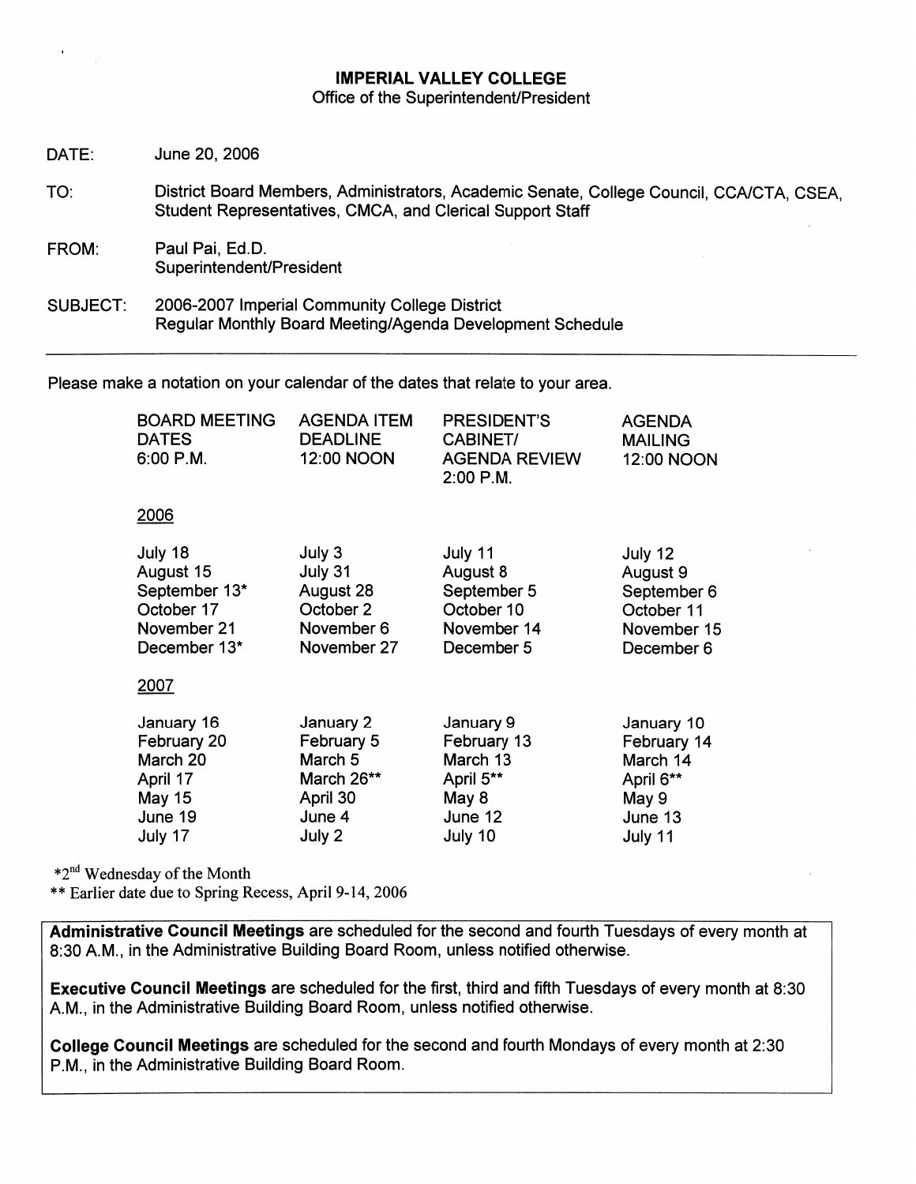**IMPERIAL VALLEY COLLEGE**
Office of the Superintendent/President

DATE: June 20, 2006

TO: District Board Members, Administrators, Academic Senate, College Council, CCA/CTA, CSEA, Student Representatives, CMCA, and Clerical Support Staff

FROM: Paul Pai, Ed.D.
Superintendent/President

SUBJECT: 2006-2007 Imperial Community College District
Regular Monthly Board Meeting/Agenda Development Schedule

---

Please make a notation on your calendar of the dates that relate to your area.

| BOARD MEETING DATES 6:00 P.M. | AGENDA ITEM DEADLINE 12:00 NOON | PRESIDENT'S CABINET/ AGENDA REVIEW 2:00 P.M. | AGENDA MAILING 12:00 NOON |
|---|---|---|---|
| 2006 | | | |
| July 18 | July 3 | July 11 | July 12 |
| August 15 | July 31 | August 8 | August 9 |
| September 13* | August 28 | September 5 | September 6 |
| October 17 | October 2 | October 10 | October 11 |
| November 21 | November 6 | November 14 | November 15 |
| December 13* | November 27 | December 5 | December 6 |
| 2007 | | | |
| January 16 | January 2 | January 9 | January 10 |
| February 20 | February 5 | February 13 | February 14 |
| March 20 | March 5 | March 13 | March 14 |
| April 17 | March 26** | April 5** | April 6** |
| May 15 | April 30 | May 8 | May 9 |
| June 19 | June 4 | June 12 | June 13 |
| July 17 | July 2 | July 10 | July 11 |

*2nd Wednesday of the Month
** Earlier date due to Spring Recess, April 9-14, 2006

**Administrative Council Meetings** are scheduled for the second and fourth Tuesdays of every month at 8:30 A.M., in the Administrative Building Board Room, unless notified otherwise.

**Executive Council Meetings** are scheduled for the first, third and fifth Tuesdays of every month at 8:30 A.M., in the Administrative Building Board Room, unless notified otherwise.

**College Council Meetings** are scheduled for the second and fourth Mondays of every month at 2:30 P.M., in the Administrative Building Board Room.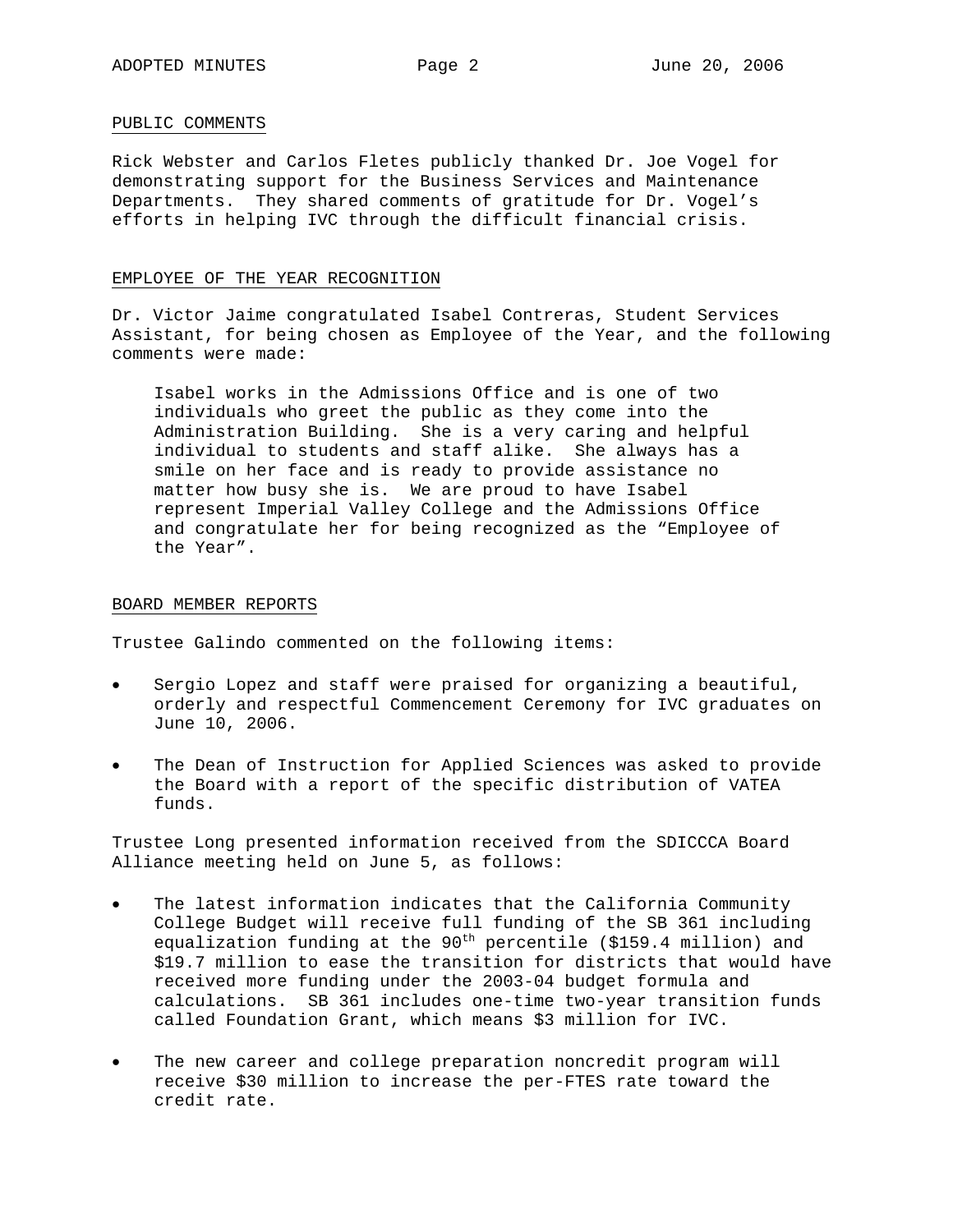## PUBLIC COMMENTS

Rick Webster and Carlos Fletes publicly thanked Dr. Joe Vogel for demonstrating support for the Business Services and Maintenance Departments. They shared comments of gratitude for Dr. Vogel's efforts in helping IVC through the difficult financial crisis.

## EMPLOYEE OF THE YEAR RECOGNITION

Dr. Victor Jaime congratulated Isabel Contreras, Student Services Assistant, for being chosen as Employee of the Year, and the following comments were made:

> Isabel works in the Admissions Office and is one of two individuals who greet the public as they come into the Administration Building. She is a very caring and helpful individual to students and staff alike. She always has a smile on her face and is ready to provide assistance no matter how busy she is. We are proud to have Isabel represent Imperial Valley College and the Admissions Office and congratulate her for being recognized as the "Employee of the Year".

## BOARD MEMBER REPORTS

Trustee Galindo commented on the following items:

- Sergio Lopez and staff were praised for organizing a beautiful, orderly and respectful Commencement Ceremony for IVC graduates on June 10, 2006.
- The Dean of Instruction for Applied Sciences was asked to provide the Board with a report of the specific distribution of VATEA funds.

Trustee Long presented information received from the SDICCCA Board Alliance meeting held on June 5, as follows:

- The latest information indicates that the California Community College Budget will receive full funding of the SB 361 including equalization funding at the $90^{th}$ percentile ($159.4 million) and $19.7 million to ease the transition for districts that would have received more funding under the 2003-04 budget formula and calculations. SB 361 includes one-time two-year transition funds called Foundation Grant, which means $3 million for IVC.
- The new career and college preparation noncredit program will receive $30 million to increase the per-FTES rate toward the credit rate.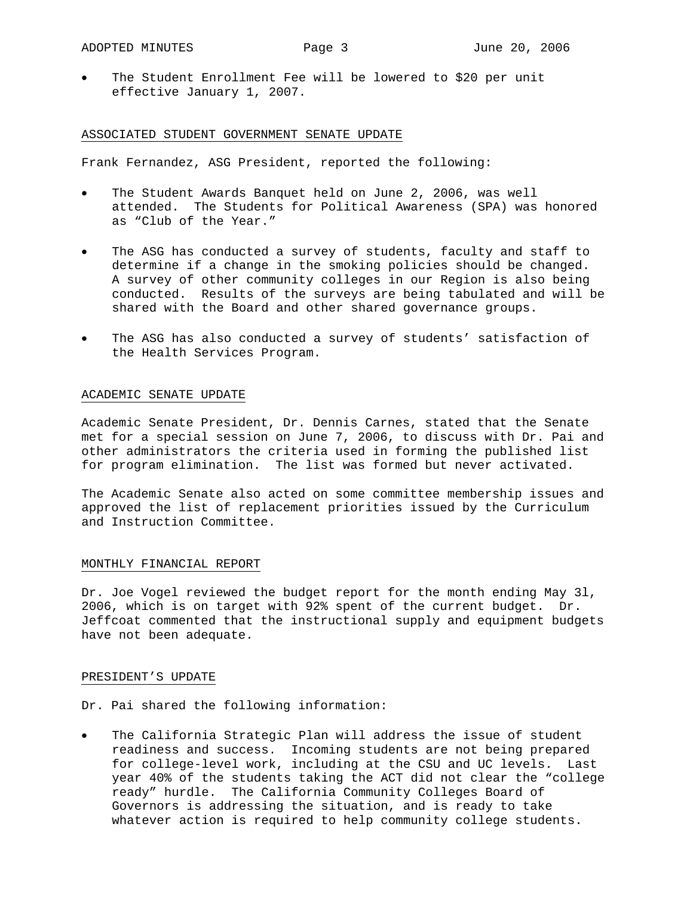- The Student Enrollment Fee will be lowered to $20 per unit effective January 1, 2007.

## ASSOCIATED STUDENT GOVERNMENT SENATE UPDATE

Frank Fernandez, ASG President, reported the following:

- The Student Awards Banquet held on June 2, 2006, was well attended. The Students for Political Awareness (SPA) was honored as "Club of the Year."
- The ASG has conducted a survey of students, faculty and staff to determine if a change in the smoking policies should be changed. A survey of other community colleges in our Region is also being conducted. Results of the surveys are being tabulated and will be shared with the Board and other shared governance groups.
- The ASG has also conducted a survey of students' satisfaction of the Health Services Program.

## ACADEMIC SENATE UPDATE

Academic Senate President, Dr. Dennis Carnes, stated that the Senate met for a special session on June 7, 2006, to discuss with Dr. Pai and other administrators the criteria used in forming the published list for program elimination. The list was formed but never activated.

The Academic Senate also acted on some committee membership issues and approved the list of replacement priorities issued by the Curriculum and Instruction Committee.

## MONTHLY FINANCIAL REPORT

Dr. Joe Vogel reviewed the budget report for the month ending May 3l, 2006, which is on target with 92% spent of the current budget. Dr. Jeffcoat commented that the instructional supply and equipment budgets have not been adequate.

## PRESIDENT'S UPDATE

Dr. Pai shared the following information:

- The California Strategic Plan will address the issue of student readiness and success. Incoming students are not being prepared for college-level work, including at the CSU and UC levels. Last year 40% of the students taking the ACT did not clear the "college ready" hurdle. The California Community Colleges Board of Governors is addressing the situation, and is ready to take whatever action is required to help community college students.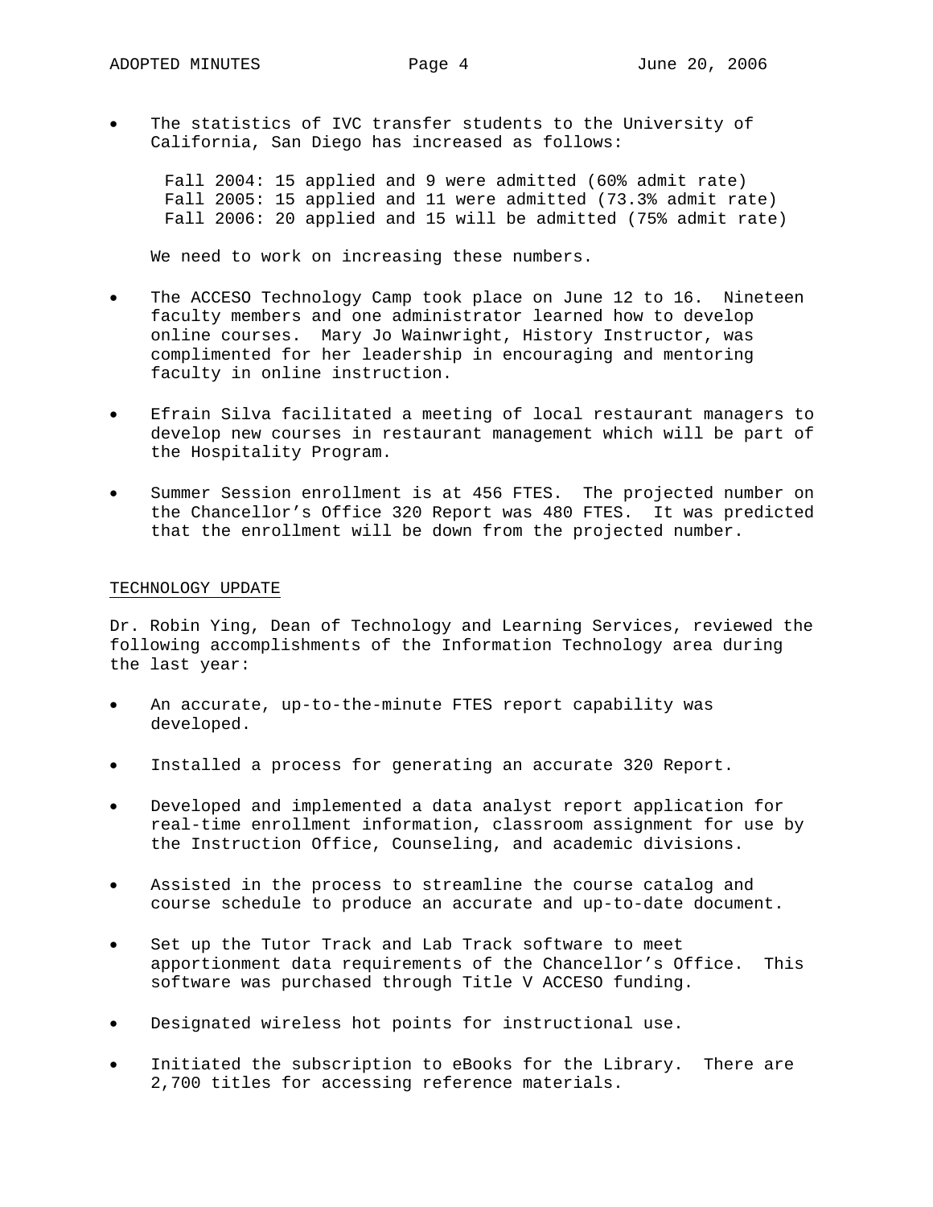- The statistics of IVC transfer students to the University of California, San Diego has increased as follows:

  Fall 2004: 15 applied and 9 were admitted (60% admit rate)
  Fall 2005: 15 applied and 11 were admitted (73.3% admit rate)
  Fall 2006: 20 applied and 15 will be admitted (75% admit rate)

  We need to work on increasing these numbers.

- The ACCESO Technology Camp took place on June 12 to 16. Nineteen faculty members and one administrator learned how to develop online courses. Mary Jo Wainwright, History Instructor, was complimented for her leadership in encouraging and mentoring faculty in online instruction.

- Efrain Silva facilitated a meeting of local restaurant managers to develop new courses in restaurant management which will be part of the Hospitality Program.

- Summer Session enrollment is at 456 FTES. The projected number on the Chancellor's Office 320 Report was 480 FTES. It was predicted that the enrollment will be down from the projected number.

## TECHNOLOGY UPDATE

Dr. Robin Ying, Dean of Technology and Learning Services, reviewed the following accomplishments of the Information Technology area during the last year:

- An accurate, up-to-the-minute FTES report capability was developed.

- Installed a process for generating an accurate 320 Report.

- Developed and implemented a data analyst report application for real-time enrollment information, classroom assignment for use by the Instruction Office, Counseling, and academic divisions.

- Assisted in the process to streamline the course catalog and course schedule to produce an accurate and up-to-date document.

- Set up the Tutor Track and Lab Track software to meet apportionment data requirements of the Chancellor's Office. This software was purchased through Title V ACCESO funding.

- Designated wireless hot points for instructional use.

- Initiated the subscription to eBooks for the Library. There are 2,700 titles for accessing reference materials.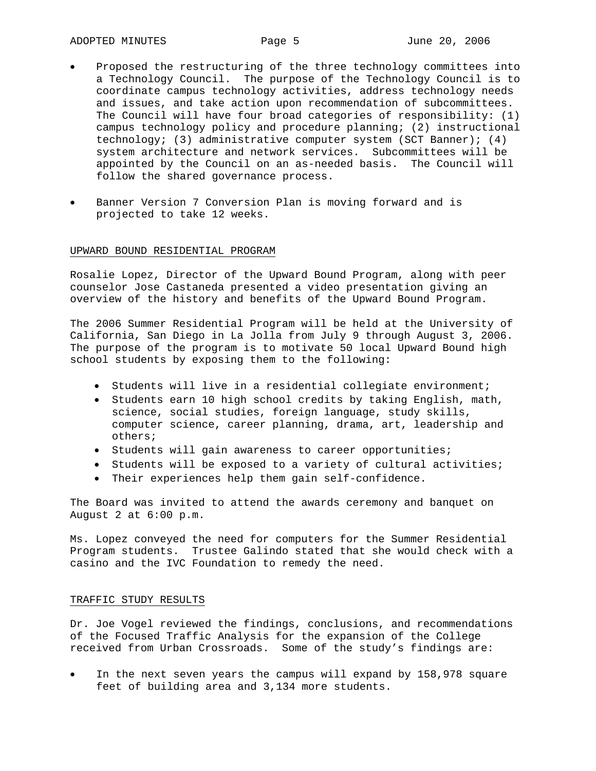- Proposed the restructuring of the three technology committees into a Technology Council. The purpose of the Technology Council is to coordinate campus technology activities, address technology needs and issues, and take action upon recommendation of subcommittees. The Council will have four broad categories of responsibility: (1) campus technology policy and procedure planning; (2) instructional technology; (3) administrative computer system (SCT Banner); (4) system architecture and network services. Subcommittees will be appointed by the Council on an as-needed basis. The Council will follow the shared governance process.

- Banner Version 7 Conversion Plan is moving forward and is projected to take 12 weeks.

## UPWARD BOUND RESIDENTIAL PROGRAM

Rosalie Lopez, Director of the Upward Bound Program, along with peer counselor Jose Castaneda presented a video presentation giving an overview of the history and benefits of the Upward Bound Program.

The 2006 Summer Residential Program will be held at the University of California, San Diego in La Jolla from July 9 through August 3, 2006. The purpose of the program is to motivate 50 local Upward Bound high school students by exposing them to the following:

- Students will live in a residential collegiate environment;
- Students earn 10 high school credits by taking English, math, science, social studies, foreign language, study skills, computer science, career planning, drama, art, leadership and others;
- Students will gain awareness to career opportunities;
- Students will be exposed to a variety of cultural activities;
- Their experiences help them gain self-confidence.

The Board was invited to attend the awards ceremony and banquet on August 2 at 6:00 p.m.

Ms. Lopez conveyed the need for computers for the Summer Residential Program students. Trustee Galindo stated that she would check with a casino and the IVC Foundation to remedy the need.

## TRAFFIC STUDY RESULTS

Dr. Joe Vogel reviewed the findings, conclusions, and recommendations of the Focused Traffic Analysis for the expansion of the College received from Urban Crossroads. Some of the study's findings are:

- In the next seven years the campus will expand by 158,978 square feet of building area and 3,134 more students.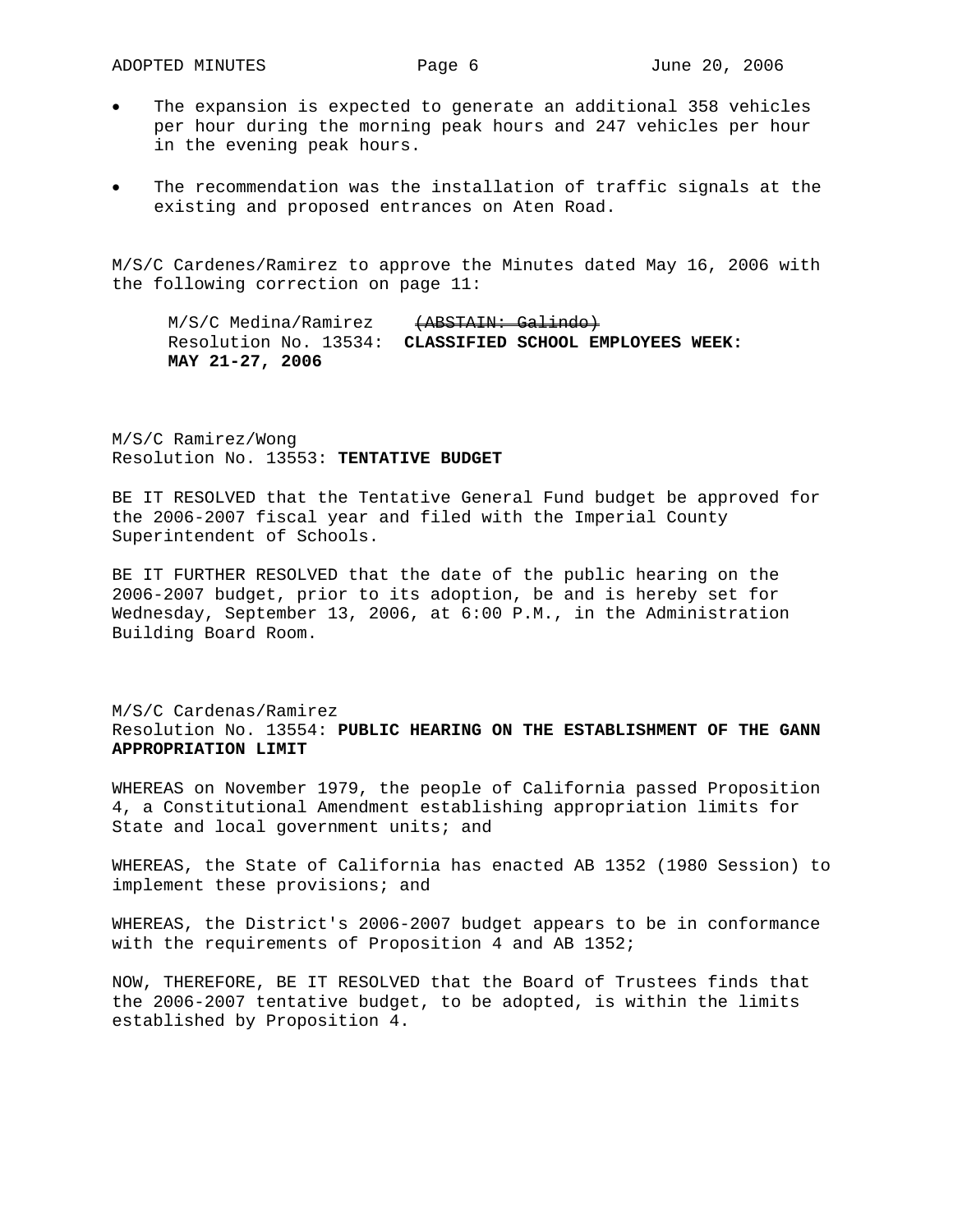- The expansion is expected to generate an additional 358 vehicles per hour during the morning peak hours and 247 vehicles per hour in the evening peak hours.

- The recommendation was the installation of traffic signals at the existing and proposed entrances on Aten Road.

M/S/C Cardenes/Ramirez to approve the Minutes dated May 16, 2006 with the following correction on page 11:

> M/S/C Medina/Ramirez ~~(ABSTAIN: Galindo)~~
> Resolution No. 13534: **CLASSIFIED SCHOOL EMPLOYEES WEEK: MAY 21-27, 2006**

M/S/C Ramirez/Wong
Resolution No. 13553: **TENTATIVE BUDGET**

BE IT RESOLVED that the Tentative General Fund budget be approved for the 2006-2007 fiscal year and filed with the Imperial County Superintendent of Schools.

BE IT FURTHER RESOLVED that the date of the public hearing on the 2006-2007 budget, prior to its adoption, be and is hereby set for Wednesday, September 13, 2006, at 6:00 P.M., in the Administration Building Board Room.

M/S/C Cardenas/Ramirez
Resolution No. 13554: **PUBLIC HEARING ON THE ESTABLISHMENT OF THE GANN APPROPRIATION LIMIT**

WHEREAS on November 1979, the people of California passed Proposition 4, a Constitutional Amendment establishing appropriation limits for State and local government units; and

WHEREAS, the State of California has enacted AB 1352 (1980 Session) to implement these provisions; and

WHEREAS, the District's 2006-2007 budget appears to be in conformance with the requirements of Proposition 4 and AB 1352;

NOW, THEREFORE, BE IT RESOLVED that the Board of Trustees finds that the 2006-2007 tentative budget, to be adopted, is within the limits established by Proposition 4.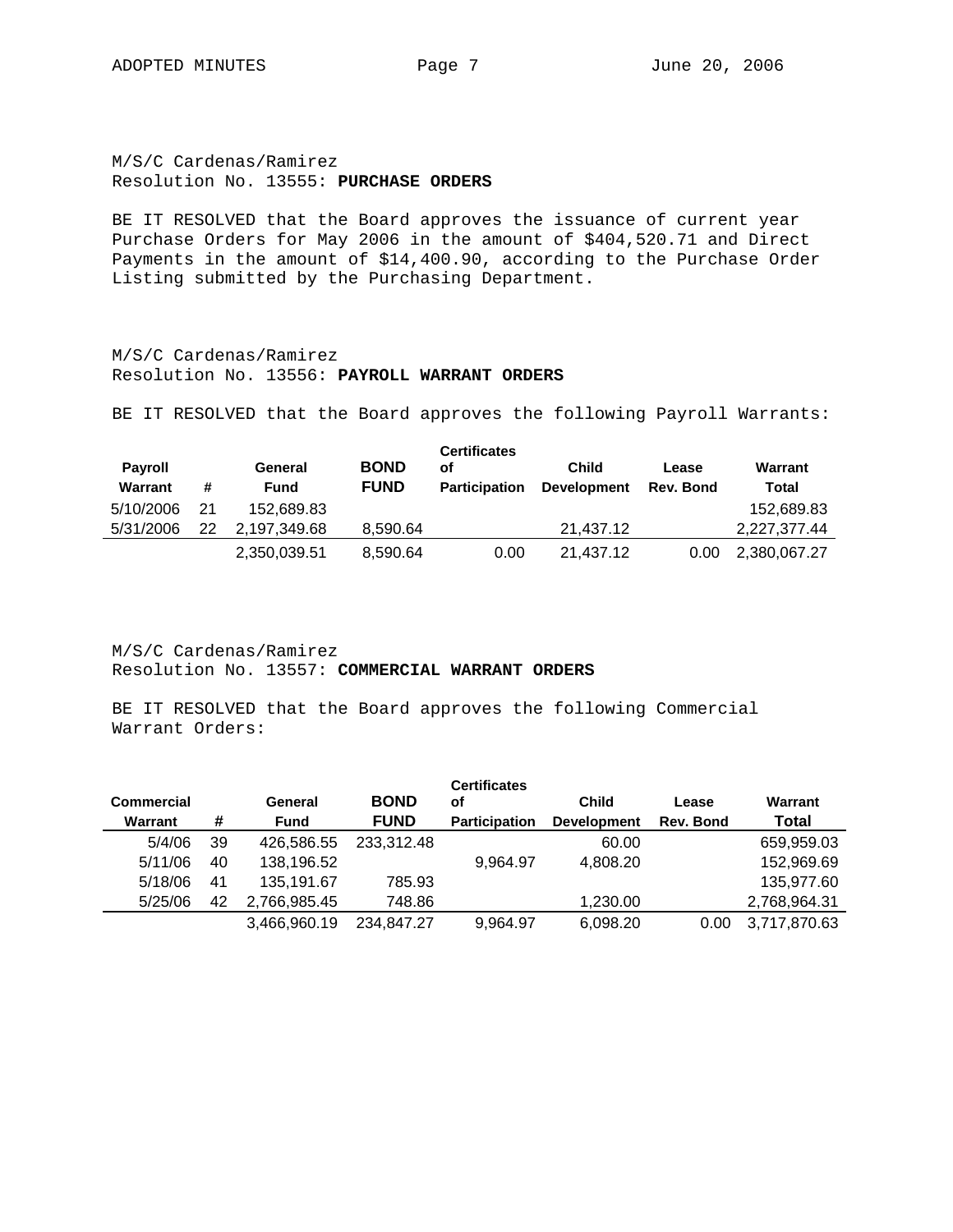M/S/C Cardenas/Ramirez
Resolution No. 13555: **PURCHASE ORDERS**

BE IT RESOLVED that the Board approves the issuance of current year Purchase Orders for May 2006 in the amount of $404,520.71 and Direct Payments in the amount of $14,400.90, according to the Purchase Order Listing submitted by the Purchasing Department.

M/S/C Cardenas/Ramirez
Resolution No. 13556: **PAYROLL WARRANT ORDERS**

BE IT RESOLVED that the Board approves the following Payroll Warrants:

| Payroll Warrant | # | General Fund | BOND FUND | Certificates of Participation | Child Development | Lease Rev. Bond | Warrant Total |
|---|---|---|---|---|---|---|---|
| 5/10/2006 | 21 | 152,689.83 | | | | | 152,689.83 |
| 5/31/2006 | 22 | 2,197,349.68 | 8,590.64 | | 21,437.12 | | 2,227,377.44 |
| | | 2,350,039.51 | 8,590.64 | 0.00 | 21,437.12 | 0.00 | 2,380,067.27 |

M/S/C Cardenas/Ramirez
Resolution No. 13557: **COMMERCIAL WARRANT ORDERS**

BE IT RESOLVED that the Board approves the following Commercial Warrant Orders:

| Commercial Warrant | # | General Fund | BOND FUND | Certificates of Participation | Child Development | Lease Rev. Bond | Warrant Total |
|---|---|---|---|---|---|---|---|
| 5/4/06 | 39 | 426,586.55 | 233,312.48 | | 60.00 | | 659,959.03 |
| 5/11/06 | 40 | 138,196.52 | | 9,964.97 | 4,808.20 | | 152,969.69 |
| 5/18/06 | 41 | 135,191.67 | 785.93 | | | | 135,977.60 |
| 5/25/06 | 42 | 2,766,985.45 | 748.86 | | 1,230.00 | | 2,768,964.31 |
| | | 3,466,960.19 | 234,847.27 | 9,964.97 | 6,098.20 | 0.00 | 3,717,870.63 |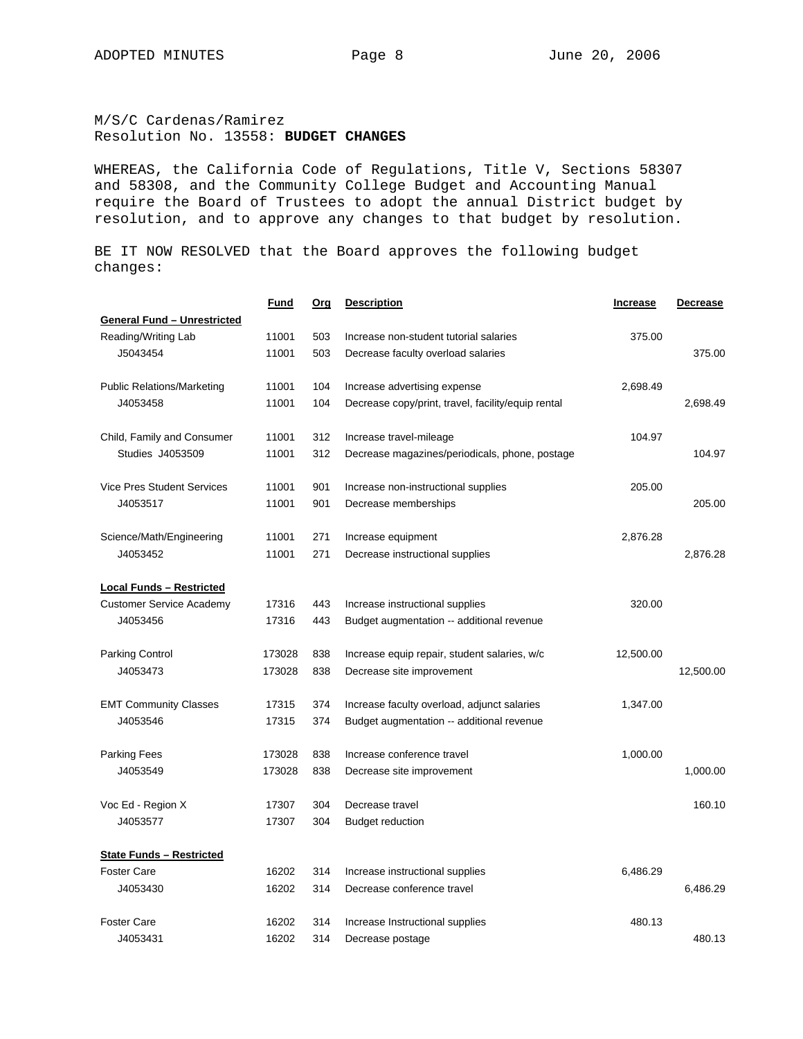M/S/C Cardenas/Ramirez
Resolution No. 13558: **BUDGET CHANGES**

WHEREAS, the California Code of Regulations, Title V, Sections 58307 and 58308, and the Community College Budget and Accounting Manual require the Board of Trustees to adopt the annual District budget by resolution, and to approve any changes to that budget by resolution.

BE IT NOW RESOLVED that the Board approves the following budget changes:

| | Fund | Org | Description | Increase | Decrease |
|---|---|---|---|---|---|
| **General Fund – Unrestricted** | | | | | |
| Reading/Writing Lab | 11001 | 503 | Increase non-student tutorial salaries | 375.00 | |
| J5043454 | 11001 | 503 | Decrease faculty overload salaries | | 375.00 |
| Public Relations/Marketing | 11001 | 104 | Increase advertising expense | 2,698.49 | |
| J4053458 | 11001 | 104 | Decrease copy/print, travel, facility/equip rental | | 2,698.49 |
| Child, Family and Consumer | 11001 | 312 | Increase travel-mileage | 104.97 | |
| Studies J4053509 | 11001 | 312 | Decrease magazines/periodicals, phone, postage | | 104.97 |
| Vice Pres Student Services | 11001 | 901 | Increase non-instructional supplies | 205.00 | |
| J4053517 | 11001 | 901 | Decrease memberships | | 205.00 |
| Science/Math/Engineering | 11001 | 271 | Increase equipment | 2,876.28 | |
| J4053452 | 11001 | 271 | Decrease instructional supplies | | 2,876.28 |
| **Local Funds – Restricted** | | | | | |
| Customer Service Academy | 17316 | 443 | Increase instructional supplies | 320.00 | |
| J4053456 | 17316 | 443 | Budget augmentation -- additional revenue | | |
| Parking Control | 173028 | 838 | Increase equip repair, student salaries, w/c | 12,500.00 | |
| J4053473 | 173028 | 838 | Decrease site improvement | | 12,500.00 |
| EMT Community Classes | 17315 | 374 | Increase faculty overload, adjunct salaries | 1,347.00 | |
| J4053546 | 17315 | 374 | Budget augmentation -- additional revenue | | |
| Parking Fees | 173028 | 838 | Increase conference travel | 1,000.00 | |
| J4053549 | 173028 | 838 | Decrease site improvement | | 1,000.00 |
| Voc Ed - Region X | 17307 | 304 | Decrease travel | | 160.10 |
| J4053577 | 17307 | 304 | Budget reduction | | |
| **State Funds – Restricted** | | | | | |
| Foster Care | 16202 | 314 | Increase instructional supplies | 6,486.29 | |
| J4053430 | 16202 | 314 | Decrease conference travel | | 6,486.29 |
| Foster Care | 16202 | 314 | Increase Instructional supplies | 480.13 | |
| J4053431 | 16202 | 314 | Decrease postage | | 480.13 |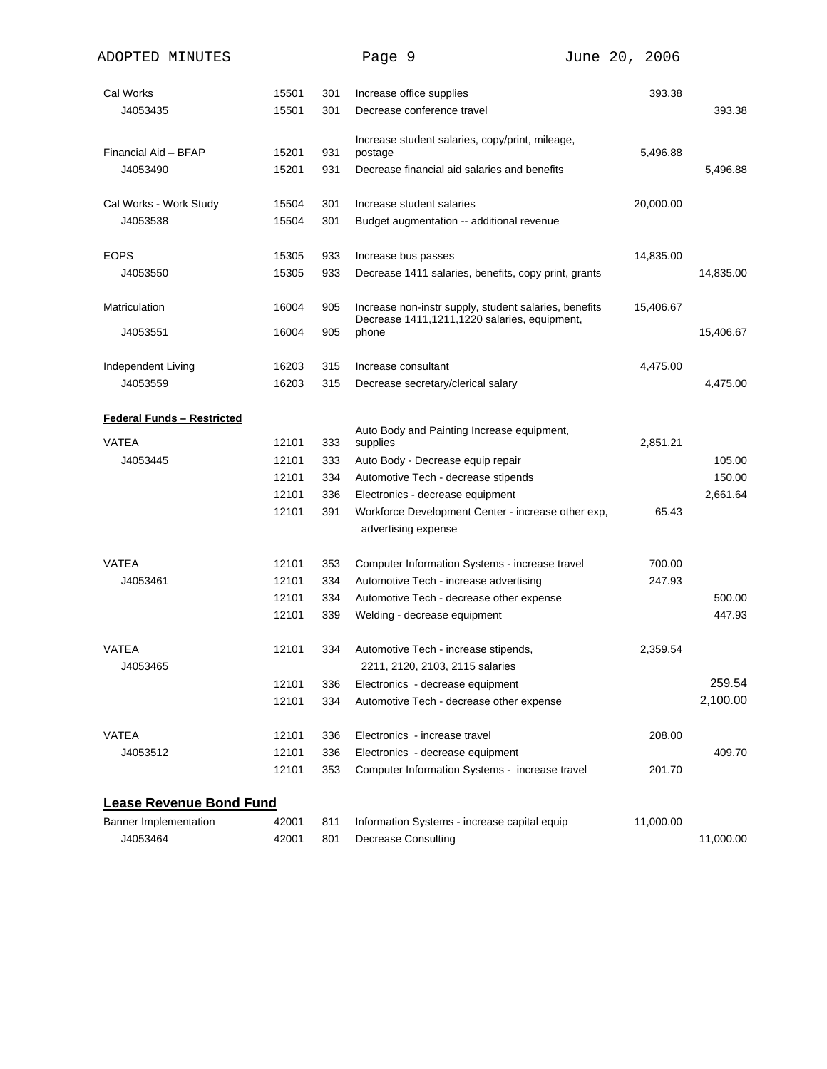| | | | | | |
|---|---|---|---|---|---|
| Cal Works | 15501 | 301 | Increase office supplies | 393.38 | |
| J4053435 | 15501 | 301 | Decrease conference travel | | 393.38 |
| | | | | | |
| Financial Aid – BFAP | 15201 | 931 | Increase student salaries, copy/print, mileage, postage | 5,496.88 | |
| J4053490 | 15201 | 931 | Decrease financial aid salaries and benefits | | 5,496.88 |
| | | | | | |
| Cal Works - Work Study | 15504 | 301 | Increase student salaries | 20,000.00 | |
| J4053538 | 15504 | 301 | Budget augmentation -- additional revenue | | |
| | | | | | |
| EOPS | 15305 | 933 | Increase bus passes | 14,835.00 | |
| J4053550 | 15305 | 933 | Decrease 1411 salaries, benefits, copy print, grants | | 14,835.00 |
| | | | | | |
| Matriculation | 16004 | 905 | Increase non-instr supply, student salaries, benefits | 15,406.67 | |
| J4053551 | 16004 | 905 | Decrease 1411,1211,1220 salaries, equipment, phone | | 15,406.67 |
| | | | | | |
| Independent Living | 16203 | 315 | Increase consultant | 4,475.00 | |
| J4053559 | 16203 | 315 | Decrease secretary/clerical salary | | 4,475.00 |
| | | | | | |
| **Federal Funds – Restricted** | | | | | |
| VATEA | 12101 | 333 | Auto Body and Painting Increase equipment, supplies | 2,851.21 | |
| J4053445 | 12101 | 333 | Auto Body - Decrease equip repair | | 105.00 |
| | 12101 | 334 | Automotive Tech - decrease stipends | | 150.00 |
| | 12101 | 336 | Electronics - decrease equipment | | 2,661.64 |
| | 12101 | 391 | Workforce Development Center - increase other exp, advertising expense | 65.43 | |
| | | | | | |
| VATEA | 12101 | 353 | Computer Information Systems - increase travel | 700.00 | |
| J4053461 | 12101 | 334 | Automotive Tech - increase advertising | 247.93 | |
| | 12101 | 334 | Automotive Tech - decrease other expense | | 500.00 |
| | 12101 | 339 | Welding - decrease equipment | | 447.93 |
| | | | | | |
| VATEA | 12101 | 334 | Automotive Tech - increase stipends, 2211, 2120, 2103, 2115 salaries | 2,359.54 | |
| J4053465 | | | | | |
| | 12101 | 336 | Electronics - decrease equipment | | 259.54 |
| | 12101 | 334 | Automotive Tech - decrease other expense | | 2,100.00 |
| | | | | | |
| VATEA | 12101 | 336 | Electronics - increase travel | 208.00 | |
| J4053512 | 12101 | 336 | Electronics - decrease equipment | | 409.70 |
| | 12101 | 353 | Computer Information Systems - increase travel | 201.70 | |
| | | | | | |
| **Lease Revenue Bond Fund** | | | | | |
| Banner Implementation | 42001 | 811 | Information Systems - increase capital equip | 11,000.00 | |
| J4053464 | 42001 | 801 | Decrease Consulting | | 11,000.00 |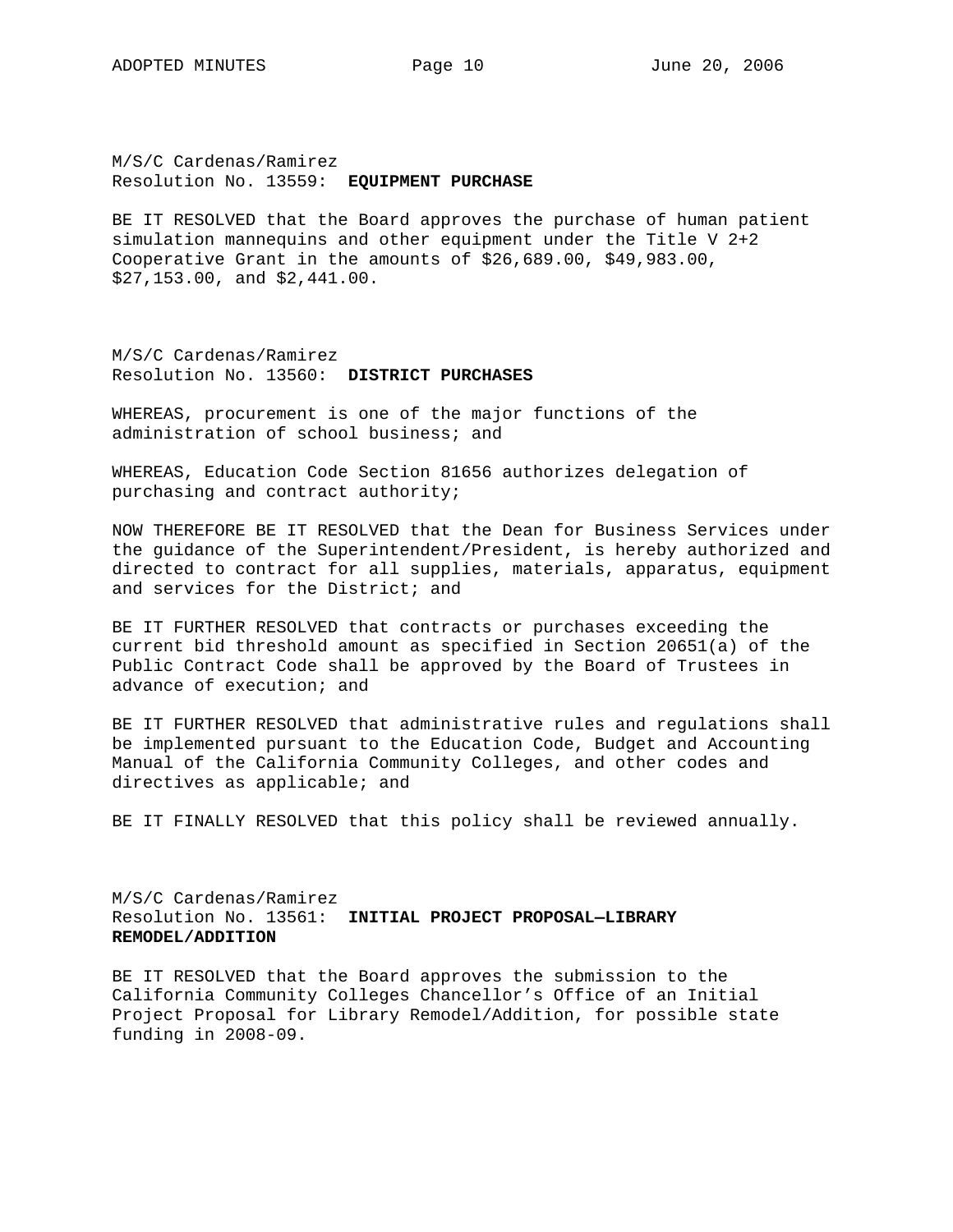M/S/C Cardenas/Ramirez
Resolution No. 13559: **EQUIPMENT PURCHASE**

BE IT RESOLVED that the Board approves the purchase of human patient simulation mannequins and other equipment under the Title V 2+2 Cooperative Grant in the amounts of $26,689.00, $49,983.00, $27,153.00, and $2,441.00.

M/S/C Cardenas/Ramirez
Resolution No. 13560: **DISTRICT PURCHASES**

WHEREAS, procurement is one of the major functions of the administration of school business; and

WHEREAS, Education Code Section 81656 authorizes delegation of purchasing and contract authority;

NOW THEREFORE BE IT RESOLVED that the Dean for Business Services under the guidance of the Superintendent/President, is hereby authorized and directed to contract for all supplies, materials, apparatus, equipment and services for the District; and

BE IT FURTHER RESOLVED that contracts or purchases exceeding the current bid threshold amount as specified in Section 20651(a) of the Public Contract Code shall be approved by the Board of Trustees in advance of execution; and

BE IT FURTHER RESOLVED that administrative rules and regulations shall be implemented pursuant to the Education Code, Budget and Accounting Manual of the California Community Colleges, and other codes and directives as applicable; and

BE IT FINALLY RESOLVED that this policy shall be reviewed annually.

M/S/C Cardenas/Ramirez
Resolution No. 13561: **INITIAL PROJECT PROPOSAL—LIBRARY REMODEL/ADDITION**

BE IT RESOLVED that the Board approves the submission to the California Community Colleges Chancellor's Office of an Initial Project Proposal for Library Remodel/Addition, for possible state funding in 2008-09.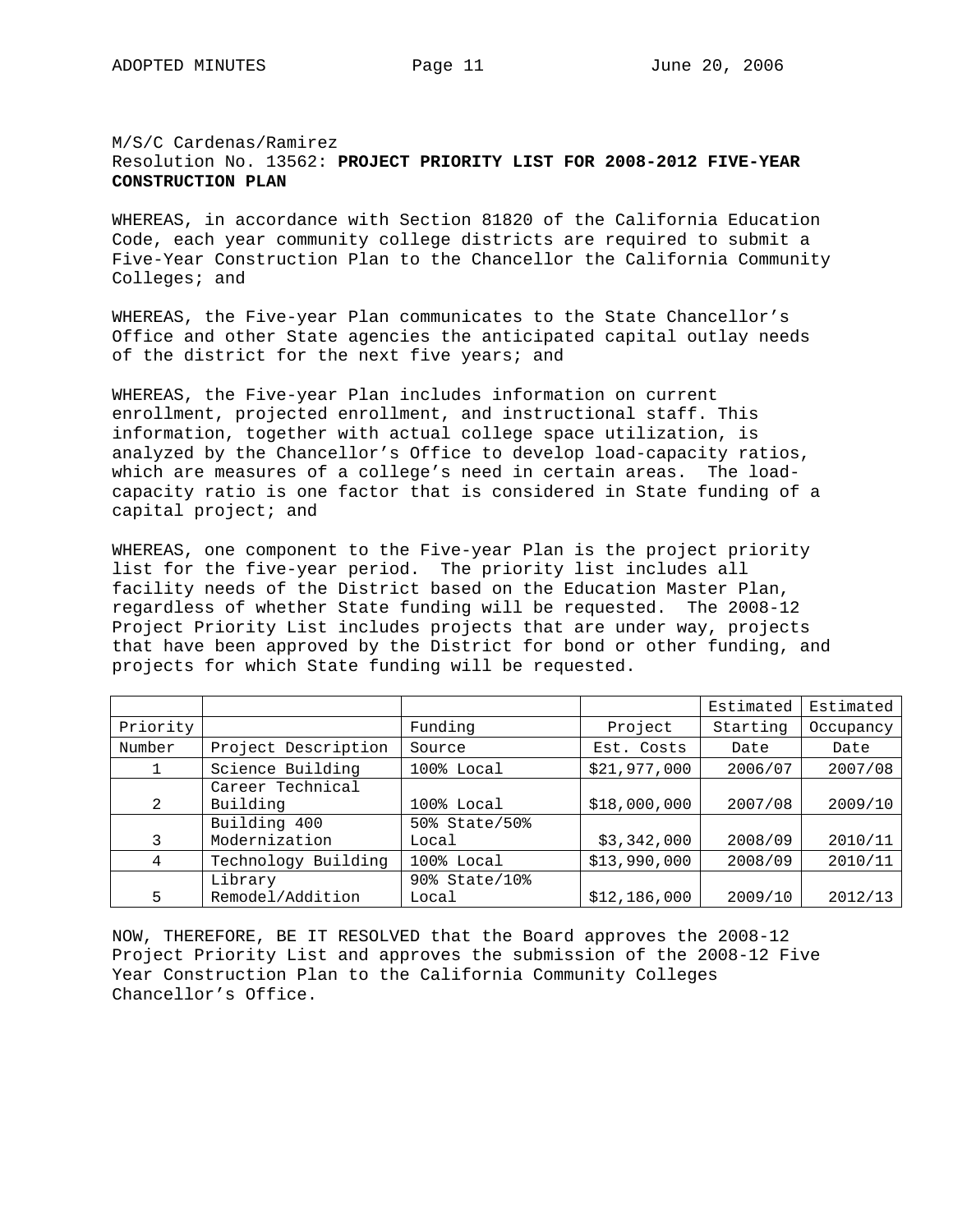M/S/C Cardenas/Ramirez
Resolution No. 13562: **PROJECT PRIORITY LIST FOR 2008-2012 FIVE-YEAR CONSTRUCTION PLAN**

WHEREAS, in accordance with Section 81820 of the California Education Code, each year community college districts are required to submit a Five-Year Construction Plan to the Chancellor the California Community Colleges; and

WHEREAS, the Five-year Plan communicates to the State Chancellor's Office and other State agencies the anticipated capital outlay needs of the district for the next five years; and

WHEREAS, the Five-year Plan includes information on current enrollment, projected enrollment, and instructional staff. This information, together with actual college space utilization, is analyzed by the Chancellor's Office to develop load-capacity ratios, which are measures of a college's need in certain areas. The load-capacity ratio is one factor that is considered in State funding of a capital project; and

WHEREAS, one component to the Five-year Plan is the project priority list for the five-year period. The priority list includes all facility needs of the District based on the Education Master Plan, regardless of whether State funding will be requested. The 2008-12 Project Priority List includes projects that are under way, projects that have been approved by the District for bond or other funding, and projects for which State funding will be requested.

| Priority Number | Project Description | Funding Source | Project Est. Costs | Estimated Starting Date | Estimated Occupancy Date |
|---|---|---|---|---|---|
| 1 | Science Building | 100% Local | $21,977,000 | 2006/07 | 2007/08 |
| 2 | Career Technical Building | 100% Local | $18,000,000 | 2007/08 | 2009/10 |
| 3 | Building 400 Modernization | 50% State/50% Local | $3,342,000 | 2008/09 | 2010/11 |
| 4 | Technology Building | 100% Local | $13,990,000 | 2008/09 | 2010/11 |
| 5 | Library Remodel/Addition | 90% State/10% Local | $12,186,000 | 2009/10 | 2012/13 |

NOW, THEREFORE, BE IT RESOLVED that the Board approves the 2008-12 Project Priority List and approves the submission of the 2008-12 Five Year Construction Plan to the California Community Colleges Chancellor's Office.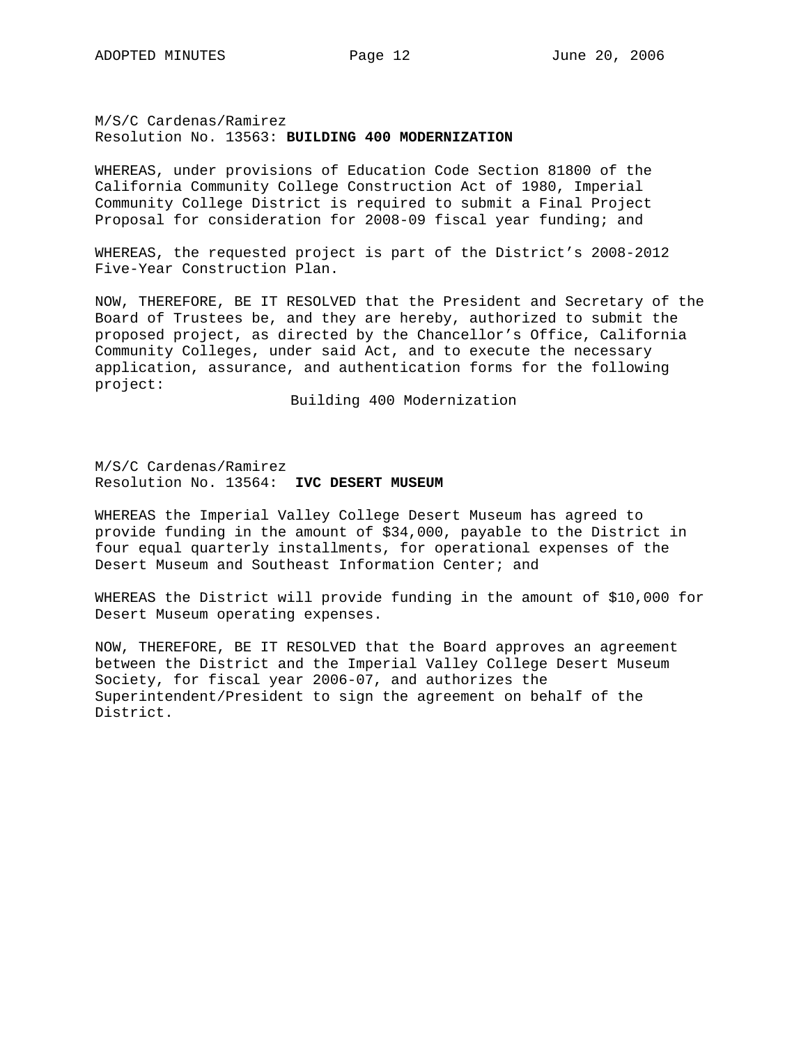M/S/C Cardenas/Ramirez
Resolution No. 13563: **BUILDING 400 MODERNIZATION**

WHEREAS, under provisions of Education Code Section 81800 of the California Community College Construction Act of 1980, Imperial Community College District is required to submit a Final Project Proposal for consideration for 2008-09 fiscal year funding; and

WHEREAS, the requested project is part of the District's 2008-2012 Five-Year Construction Plan.

NOW, THEREFORE, BE IT RESOLVED that the President and Secretary of the Board of Trustees be, and they are hereby, authorized to submit the proposed project, as directed by the Chancellor's Office, California Community Colleges, under said Act, and to execute the necessary application, assurance, and authentication forms for the following project:

Building 400 Modernization

M/S/C Cardenas/Ramirez
Resolution No. 13564: **IVC DESERT MUSEUM**

WHEREAS the Imperial Valley College Desert Museum has agreed to provide funding in the amount of $34,000, payable to the District in four equal quarterly installments, for operational expenses of the Desert Museum and Southeast Information Center; and

WHEREAS the District will provide funding in the amount of $10,000 for Desert Museum operating expenses.

NOW, THEREFORE, BE IT RESOLVED that the Board approves an agreement between the District and the Imperial Valley College Desert Museum Society, for fiscal year 2006-07, and authorizes the Superintendent/President to sign the agreement on behalf of the District.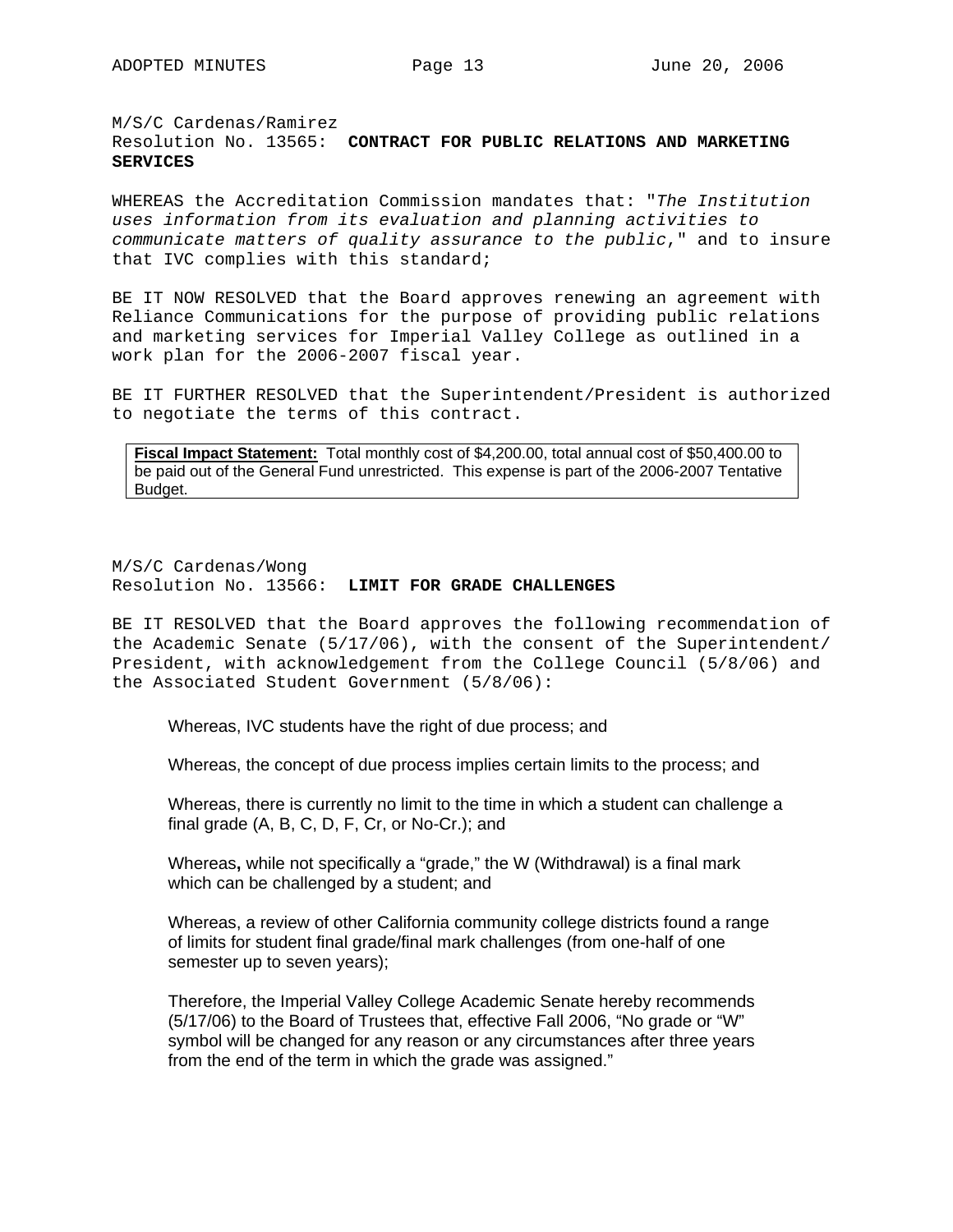M/S/C Cardenas/Ramirez
Resolution No. 13565: **CONTRACT FOR PUBLIC RELATIONS AND MARKETING SERVICES**

WHEREAS the Accreditation Commission mandates that: "*The Institution uses information from its evaluation and planning activities to communicate matters of quality assurance to the public*," and to insure that IVC complies with this standard;

BE IT NOW RESOLVED that the Board approves renewing an agreement with Reliance Communications for the purpose of providing public relations and marketing services for Imperial Valley College as outlined in a work plan for the 2006-2007 fiscal year.

BE IT FURTHER RESOLVED that the Superintendent/President is authorized to negotiate the terms of this contract.

**Fiscal Impact Statement:** Total monthly cost of $4,200.00, total annual cost of $50,400.00 to be paid out of the General Fund unrestricted. This expense is part of the 2006-2007 Tentative Budget.

M/S/C Cardenas/Wong
Resolution No. 13566: **LIMIT FOR GRADE CHALLENGES**

BE IT RESOLVED that the Board approves the following recommendation of the Academic Senate (5/17/06), with the consent of the Superintendent/ President, with acknowledgement from the College Council (5/8/06) and the Associated Student Government (5/8/06):

> Whereas, IVC students have the right of due process; and
>
> Whereas, the concept of due process implies certain limits to the process; and
>
> Whereas, there is currently no limit to the time in which a student can challenge a final grade (A, B, C, D, F, Cr, or No-Cr.); and
>
> Whereas, while not specifically a "grade," the W (Withdrawal) is a final mark which can be challenged by a student; and
>
> Whereas, a review of other California community college districts found a range of limits for student final grade/final mark challenges (from one-half of one semester up to seven years);
>
> Therefore, the Imperial Valley College Academic Senate hereby recommends (5/17/06) to the Board of Trustees that, effective Fall 2006, "No grade or "W" symbol will be changed for any reason or any circumstances after three years from the end of the term in which the grade was assigned."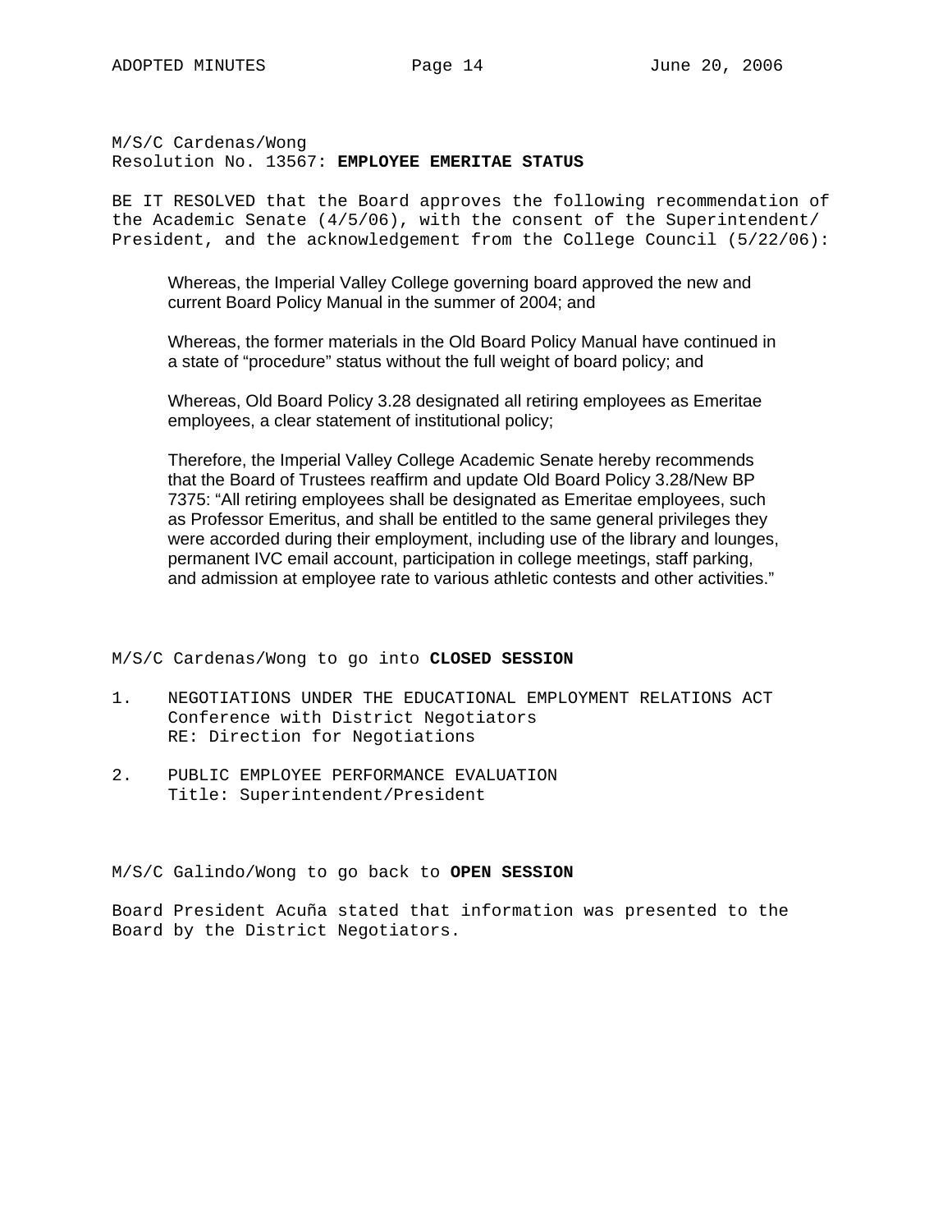M/S/C Cardenas/Wong
Resolution No. 13567: **EMPLOYEE EMERITAE STATUS**

BE IT RESOLVED that the Board approves the following recommendation of the Academic Senate (4/5/06), with the consent of the Superintendent/President, and the acknowledgement from the College Council (5/22/06):

> Whereas, the Imperial Valley College governing board approved the new and current Board Policy Manual in the summer of 2004; and
>
> Whereas, the former materials in the Old Board Policy Manual have continued in a state of "procedure" status without the full weight of board policy; and
>
> Whereas, Old Board Policy 3.28 designated all retiring employees as Emeritae employees, a clear statement of institutional policy;
>
> Therefore, the Imperial Valley College Academic Senate hereby recommends that the Board of Trustees reaffirm and update Old Board Policy 3.28/New BP 7375: "All retiring employees shall be designated as Emeritae employees, such as Professor Emeritus, and shall be entitled to the same general privileges they were accorded during their employment, including use of the library and lounges, permanent IVC email account, participation in college meetings, staff parking, and admission at employee rate to various athletic contests and other activities."

M/S/C Cardenas/Wong to go into **CLOSED SESSION**

1. NEGOTIATIONS UNDER THE EDUCATIONAL EMPLOYMENT RELATIONS ACT
   Conference with District Negotiators
   RE: Direction for Negotiations

2. PUBLIC EMPLOYEE PERFORMANCE EVALUATION
   Title: Superintendent/President

M/S/C Galindo/Wong to go back to **OPEN SESSION**

Board President Acuña stated that information was presented to the Board by the District Negotiators.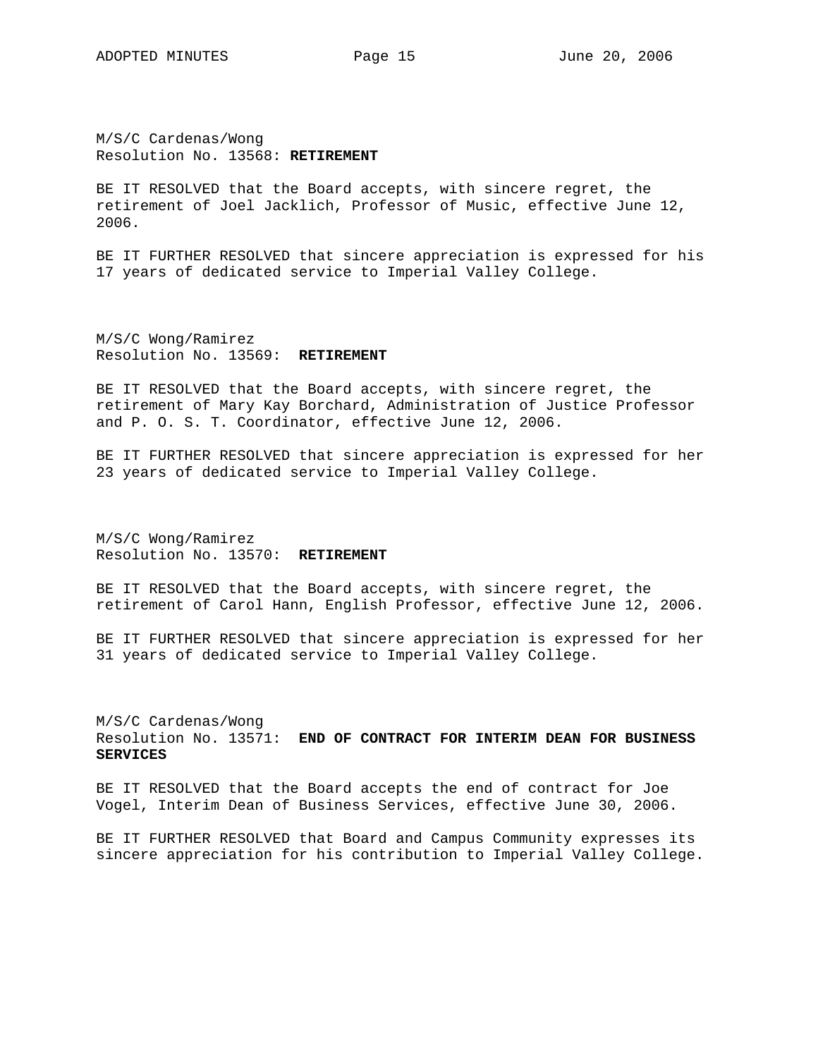M/S/C Cardenas/Wong
Resolution No. 13568: **RETIREMENT**

BE IT RESOLVED that the Board accepts, with sincere regret, the retirement of Joel Jacklich, Professor of Music, effective June 12, 2006.

BE IT FURTHER RESOLVED that sincere appreciation is expressed for his 17 years of dedicated service to Imperial Valley College.

M/S/C Wong/Ramirez
Resolution No. 13569: **RETIREMENT**

BE IT RESOLVED that the Board accepts, with sincere regret, the retirement of Mary Kay Borchard, Administration of Justice Professor and P. O. S. T. Coordinator, effective June 12, 2006.

BE IT FURTHER RESOLVED that sincere appreciation is expressed for her 23 years of dedicated service to Imperial Valley College.

M/S/C Wong/Ramirez
Resolution No. 13570: **RETIREMENT**

BE IT RESOLVED that the Board accepts, with sincere regret, the retirement of Carol Hann, English Professor, effective June 12, 2006.

BE IT FURTHER RESOLVED that sincere appreciation is expressed for her 31 years of dedicated service to Imperial Valley College.

M/S/C Cardenas/Wong
Resolution No. 13571: **END OF CONTRACT FOR INTERIM DEAN FOR BUSINESS SERVICES**

BE IT RESOLVED that the Board accepts the end of contract for Joe Vogel, Interim Dean of Business Services, effective June 30, 2006.

BE IT FURTHER RESOLVED that Board and Campus Community expresses its sincere appreciation for his contribution to Imperial Valley College.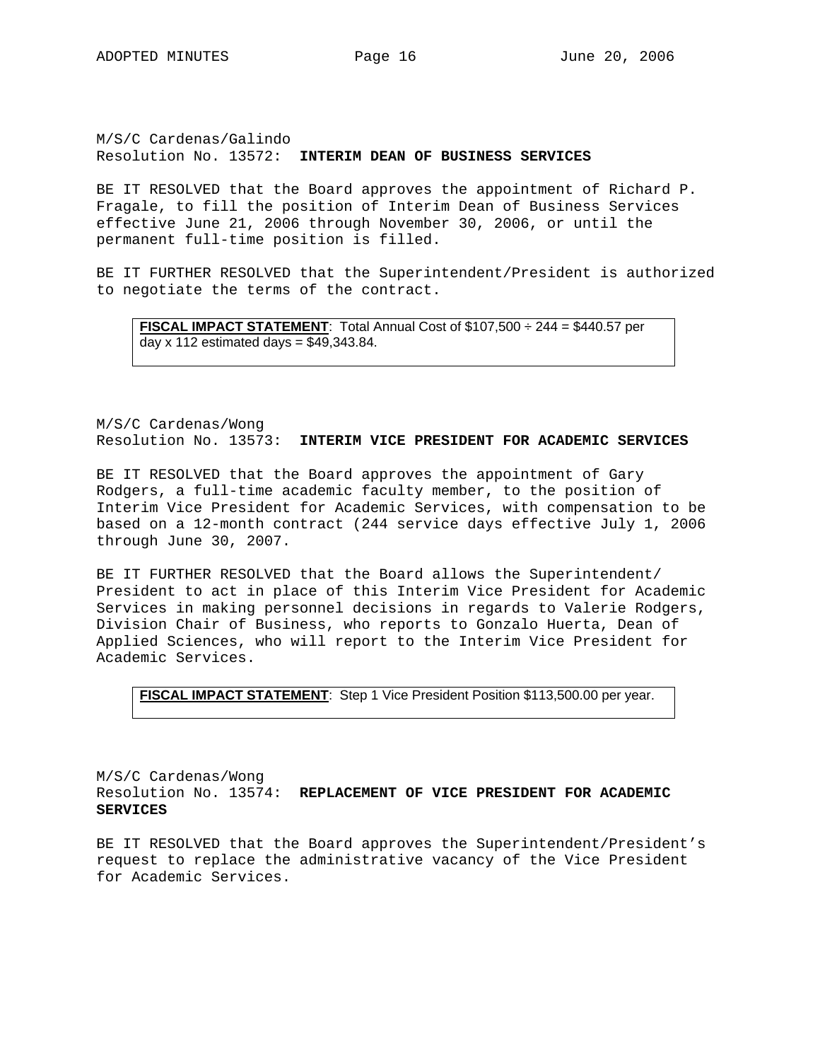M/S/C Cardenas/Galindo
Resolution No. 13572: **INTERIM DEAN OF BUSINESS SERVICES**

BE IT RESOLVED that the Board approves the appointment of Richard P. Fragale, to fill the position of Interim Dean of Business Services effective June 21, 2006 through November 30, 2006, or until the permanent full-time position is filled.

BE IT FURTHER RESOLVED that the Superintendent/President is authorized to negotiate the terms of the contract.

> **FISCAL IMPACT STATEMENT**: Total Annual Cost of $107,500 ÷ 244 = $440.57 per day x 112 estimated days = $49,343.84.

M/S/C Cardenas/Wong
Resolution No. 13573: **INTERIM VICE PRESIDENT FOR ACADEMIC SERVICES**

BE IT RESOLVED that the Board approves the appointment of Gary Rodgers, a full-time academic faculty member, to the position of Interim Vice President for Academic Services, with compensation to be based on a 12-month contract (244 service days effective July 1, 2006 through June 30, 2007.

BE IT FURTHER RESOLVED that the Board allows the Superintendent/ President to act in place of this Interim Vice President for Academic Services in making personnel decisions in regards to Valerie Rodgers, Division Chair of Business, who reports to Gonzalo Huerta, Dean of Applied Sciences, who will report to the Interim Vice President for Academic Services.

> **FISCAL IMPACT STATEMENT**: Step 1 Vice President Position $113,500.00 per year.

M/S/C Cardenas/Wong
Resolution No. 13574: **REPLACEMENT OF VICE PRESIDENT FOR ACADEMIC SERVICES**

BE IT RESOLVED that the Board approves the Superintendent/President's request to replace the administrative vacancy of the Vice President for Academic Services.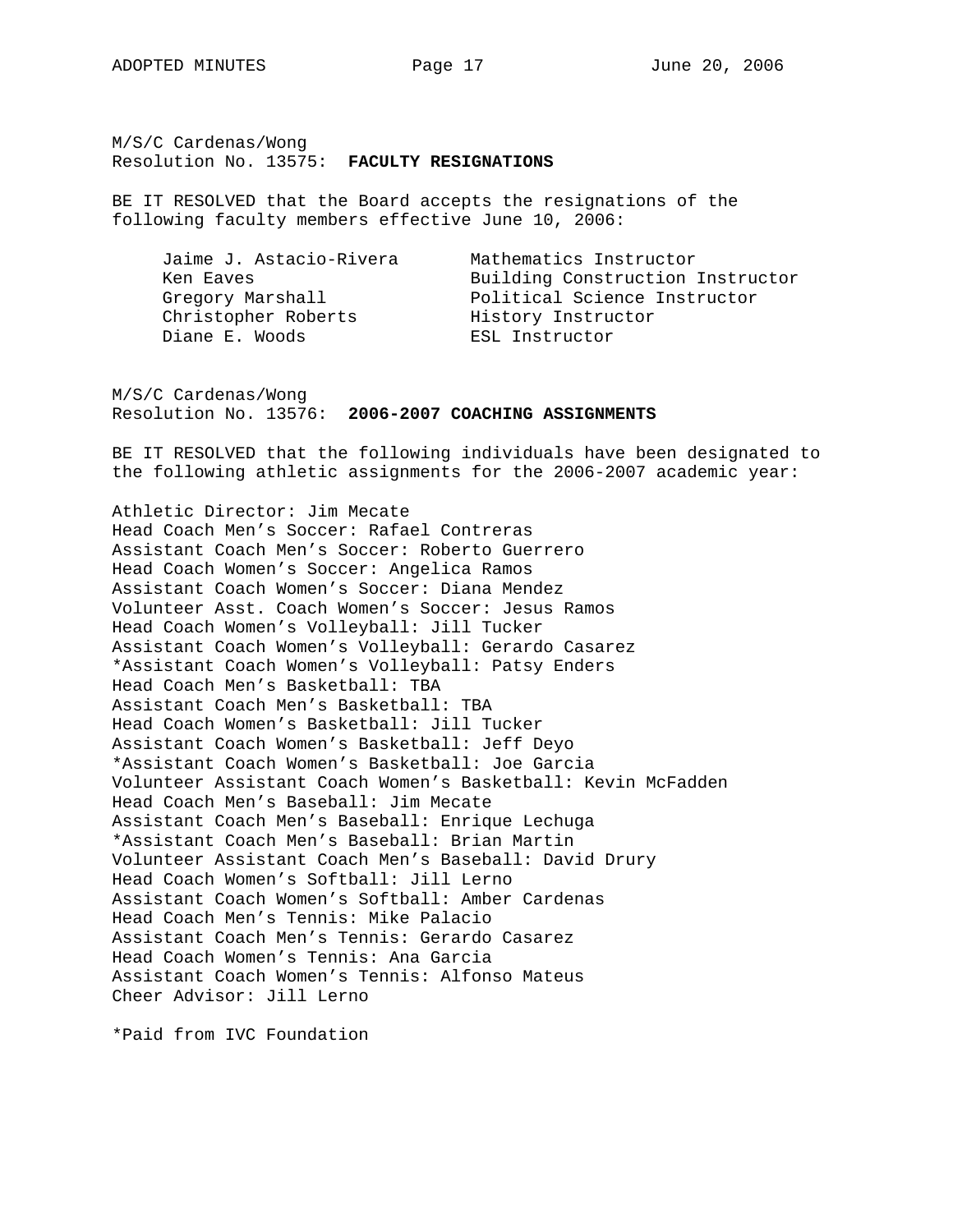M/S/C Cardenas/Wong
Resolution No. 13575: **FACULTY RESIGNATIONS**

BE IT RESOLVED that the Board accepts the resignations of the following faculty members effective June 10, 2006:

| | |
|---|---|
| Jaime J. Astacio-Rivera | Mathematics Instructor |
| Ken Eaves | Building Construction Instructor |
| Gregory Marshall | Political Science Instructor |
| Christopher Roberts | History Instructor |
| Diane E. Woods | ESL Instructor |

M/S/C Cardenas/Wong
Resolution No. 13576: **2006-2007 COACHING ASSIGNMENTS**

BE IT RESOLVED that the following individuals have been designated to the following athletic assignments for the 2006-2007 academic year:

Athletic Director: Jim Mecate
Head Coach Men's Soccer: Rafael Contreras
Assistant Coach Men's Soccer: Roberto Guerrero
Head Coach Women's Soccer: Angelica Ramos
Assistant Coach Women's Soccer: Diana Mendez
Volunteer Asst. Coach Women's Soccer: Jesus Ramos
Head Coach Women's Volleyball: Jill Tucker
Assistant Coach Women's Volleyball: Gerardo Casarez
*Assistant Coach Women's Volleyball: Patsy Enders
Head Coach Men's Basketball: TBA
Assistant Coach Men's Basketball: TBA
Head Coach Women's Basketball: Jill Tucker
Assistant Coach Women's Basketball: Jeff Deyo
*Assistant Coach Women's Basketball: Joe Garcia
Volunteer Assistant Coach Women's Basketball: Kevin McFadden
Head Coach Men's Baseball: Jim Mecate
Assistant Coach Men's Baseball: Enrique Lechuga
*Assistant Coach Men's Baseball: Brian Martin
Volunteer Assistant Coach Men's Baseball: David Drury
Head Coach Women's Softball: Jill Lerno
Assistant Coach Women's Softball: Amber Cardenas
Head Coach Men's Tennis: Mike Palacio
Assistant Coach Men's Tennis: Gerardo Casarez
Head Coach Women's Tennis: Ana Garcia
Assistant Coach Women's Tennis: Alfonso Mateus
Cheer Advisor: Jill Lerno

*Paid from IVC Foundation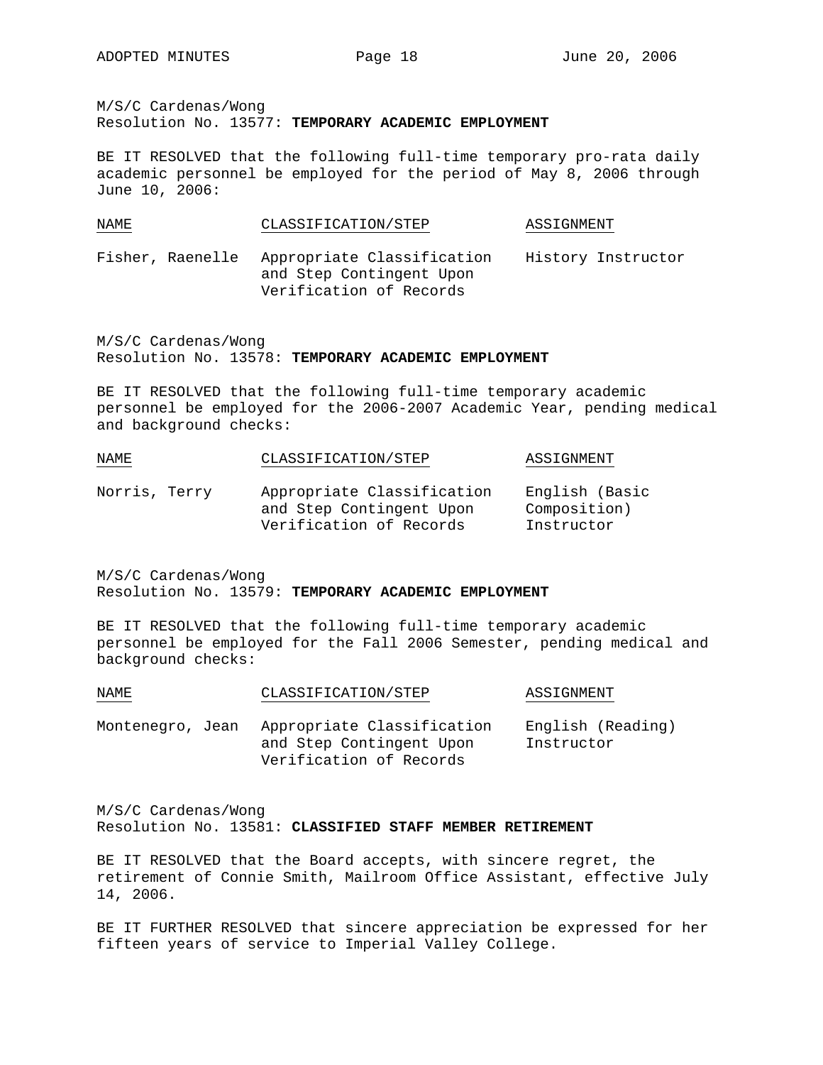M/S/C Cardenas/Wong
Resolution No. 13577: **TEMPORARY ACADEMIC EMPLOYMENT**

BE IT RESOLVED that the following full-time temporary pro-rata daily academic personnel be employed for the period of May 8, 2006 through June 10, 2006:

| NAME | CLASSIFICATION/STEP | ASSIGNMENT |
|---|---|---|
| Fisher, Raenelle | Appropriate Classification and Step Contingent Upon Verification of Records | History Instructor |

M/S/C Cardenas/Wong
Resolution No. 13578: **TEMPORARY ACADEMIC EMPLOYMENT**

BE IT RESOLVED that the following full-time temporary academic personnel be employed for the 2006-2007 Academic Year, pending medical and background checks:

| NAME | CLASSIFICATION/STEP | ASSIGNMENT |
|---|---|---|
| Norris, Terry | Appropriate Classification and Step Contingent Upon Verification of Records | English (Basic Composition) Instructor |

M/S/C Cardenas/Wong
Resolution No. 13579: **TEMPORARY ACADEMIC EMPLOYMENT**

BE IT RESOLVED that the following full-time temporary academic personnel be employed for the Fall 2006 Semester, pending medical and background checks:

| NAME | CLASSIFICATION/STEP | ASSIGNMENT |
|---|---|---|
| Montenegro, Jean | Appropriate Classification and Step Contingent Upon Verification of Records | English (Reading) Instructor |

M/S/C Cardenas/Wong
Resolution No. 13581: **CLASSIFIED STAFF MEMBER RETIREMENT**

BE IT RESOLVED that the Board accepts, with sincere regret, the retirement of Connie Smith, Mailroom Office Assistant, effective July 14, 2006.

BE IT FURTHER RESOLVED that sincere appreciation be expressed for her fifteen years of service to Imperial Valley College.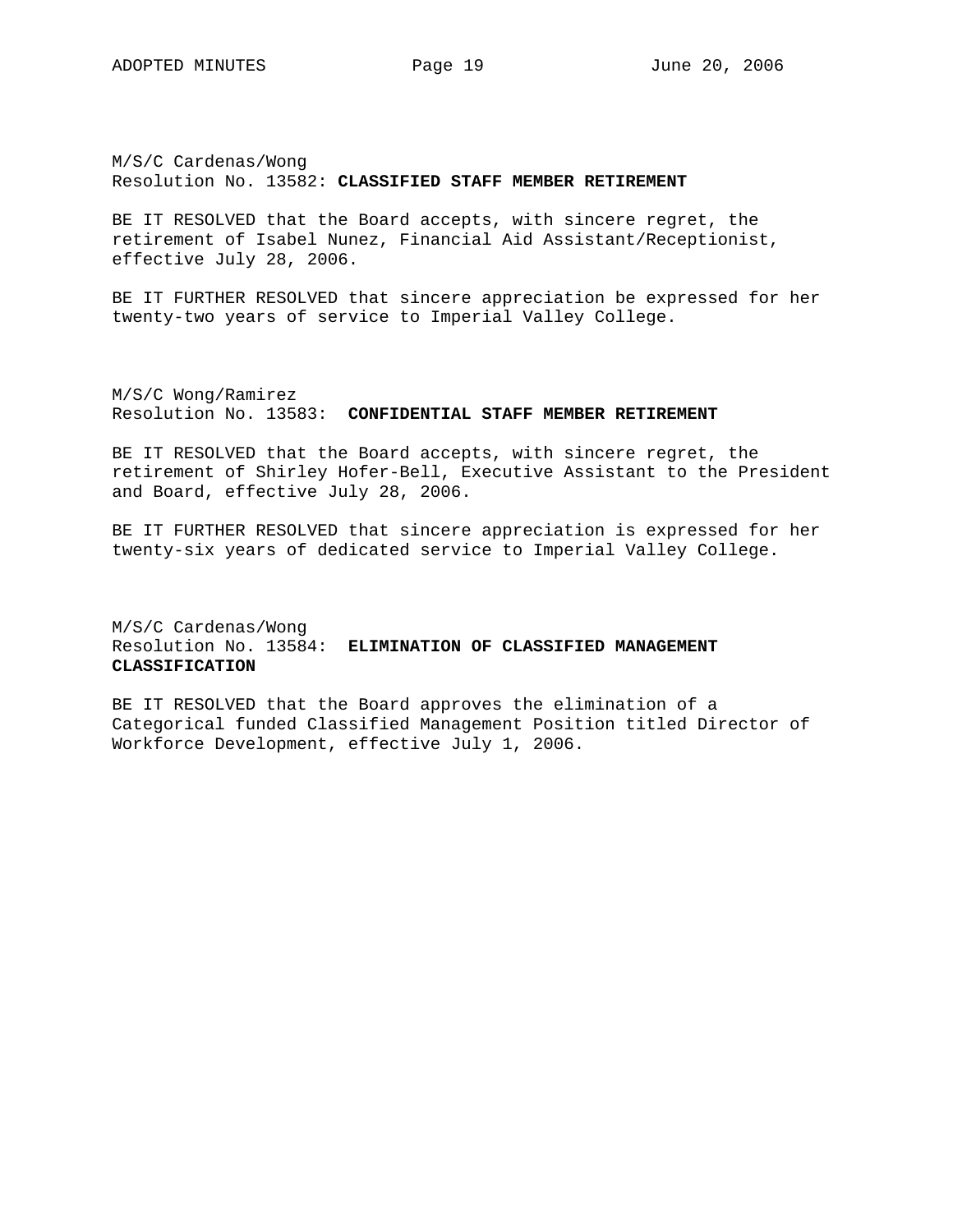M/S/C Cardenas/Wong
Resolution No. 13582: **CLASSIFIED STAFF MEMBER RETIREMENT**

BE IT RESOLVED that the Board accepts, with sincere regret, the retirement of Isabel Nunez, Financial Aid Assistant/Receptionist, effective July 28, 2006.

BE IT FURTHER RESOLVED that sincere appreciation be expressed for her twenty-two years of service to Imperial Valley College.

M/S/C Wong/Ramirez
Resolution No. 13583: **CONFIDENTIAL STAFF MEMBER RETIREMENT**

BE IT RESOLVED that the Board accepts, with sincere regret, the retirement of Shirley Hofer-Bell, Executive Assistant to the President and Board, effective July 28, 2006.

BE IT FURTHER RESOLVED that sincere appreciation is expressed for her twenty-six years of dedicated service to Imperial Valley College.

M/S/C Cardenas/Wong
Resolution No. 13584: **ELIMINATION OF CLASSIFIED MANAGEMENT CLASSIFICATION**

BE IT RESOLVED that the Board approves the elimination of a Categorical funded Classified Management Position titled Director of Workforce Development, effective July 1, 2006.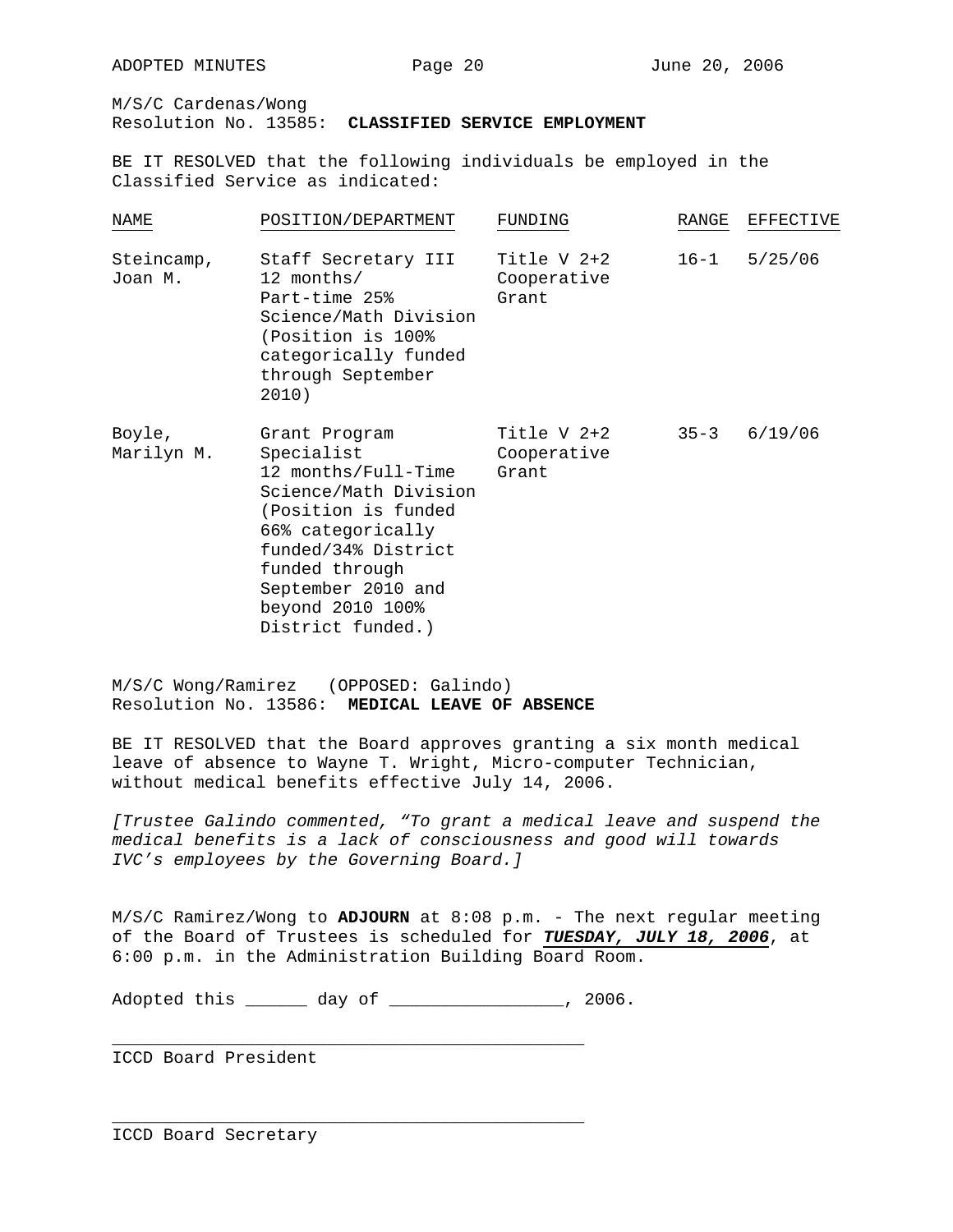M/S/C Cardenas/Wong
Resolution No. 13585: **CLASSIFIED SERVICE EMPLOYMENT**

BE IT RESOLVED that the following individuals be employed in the Classified Service as indicated:

| NAME | POSITION/DEPARTMENT | FUNDING | RANGE | EFFECTIVE |
|---|---|---|---|---|
| Steincamp, Joan M. | Staff Secretary III 12 months/ Part-time 25% Science/Math Division (Position is 100% categorically funded through September 2010) | Title V 2+2 Cooperative Grant | 16-1 | 5/25/06 |
| Boyle, Marilyn M. | Grant Program Specialist 12 months/Full-Time Science/Math Division (Position is funded 66% categorically funded/34% District funded through September 2010 and beyond 2010 100% District funded.) | Title V 2+2 Cooperative Grant | 35-3 | 6/19/06 |

M/S/C Wong/Ramirez (OPPOSED: Galindo)
Resolution No. 13586: **MEDICAL LEAVE OF ABSENCE**

BE IT RESOLVED that the Board approves granting a six month medical leave of absence to Wayne T. Wright, Micro-computer Technician, without medical benefits effective July 14, 2006.

*[Trustee Galindo commented, "To grant a medical leave and suspend the medical benefits is a lack of consciousness and good will towards IVC's employees by the Governing Board.]*

M/S/C Ramirez/Wong to **ADJOURN** at 8:08 p.m. - The next regular meeting of the Board of Trustees is scheduled for ***TUESDAY, JULY 18, 2006***, at 6:00 p.m. in the Administration Building Board Room.

Adopted this ______ day of ________________, 2006.

_______________________________________________
ICCD Board President

_______________________________________________
ICCD Board Secretary